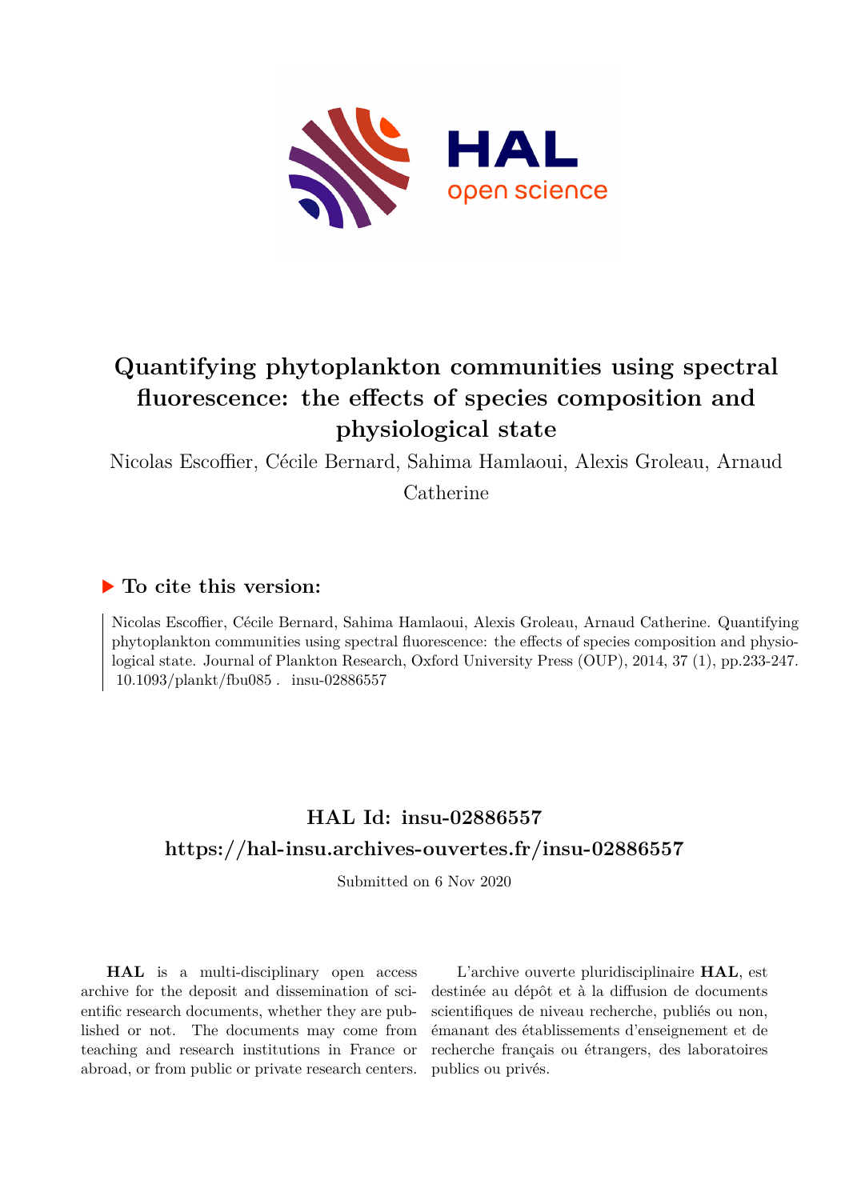# Quantifying phytoplankton communities using spectral fluorescence: the effects of species composition and physiological state

Nicolas Escoffier, Cécile Bernard, Sahima Hamlaoui, Alexis Groleau, Arnaud Catherine

## ▶ To cite this version:

Nicolas Escoffier, Cécile Bernard, Sahima Hamlaoui, Alexis Groleau, Arnaud Catherine. Quantifying phytoplankton communities using spectral fluorescence: the effects of species composition and physiological state. Journal of Plankton Research, Oxford University Press (OUP), 2014, 37 (1), pp.233-247. 10.1093/plankt/fbu085. insu-02886557

## HAL Id: insu-02886557

## https://hal-insu.archives-ouvertes.fr/insu-02886557

Submitted on 6 Nov 2020

**HAL** is a multi-disciplinary open access archive for the deposit and dissemination of scientific research documents, whether they are published or not. The documents may come from teaching and research institutions in France or abroad, or from public or private research centers.

L'archive ouverte pluridisciplinaire **HAL**, est destinée au dépôt et à la diffusion de documents scientifiques de niveau recherche, publiés ou non, émanant des établissements d'enseignement et de recherche français ou étrangers, des laboratoires publics ou privés.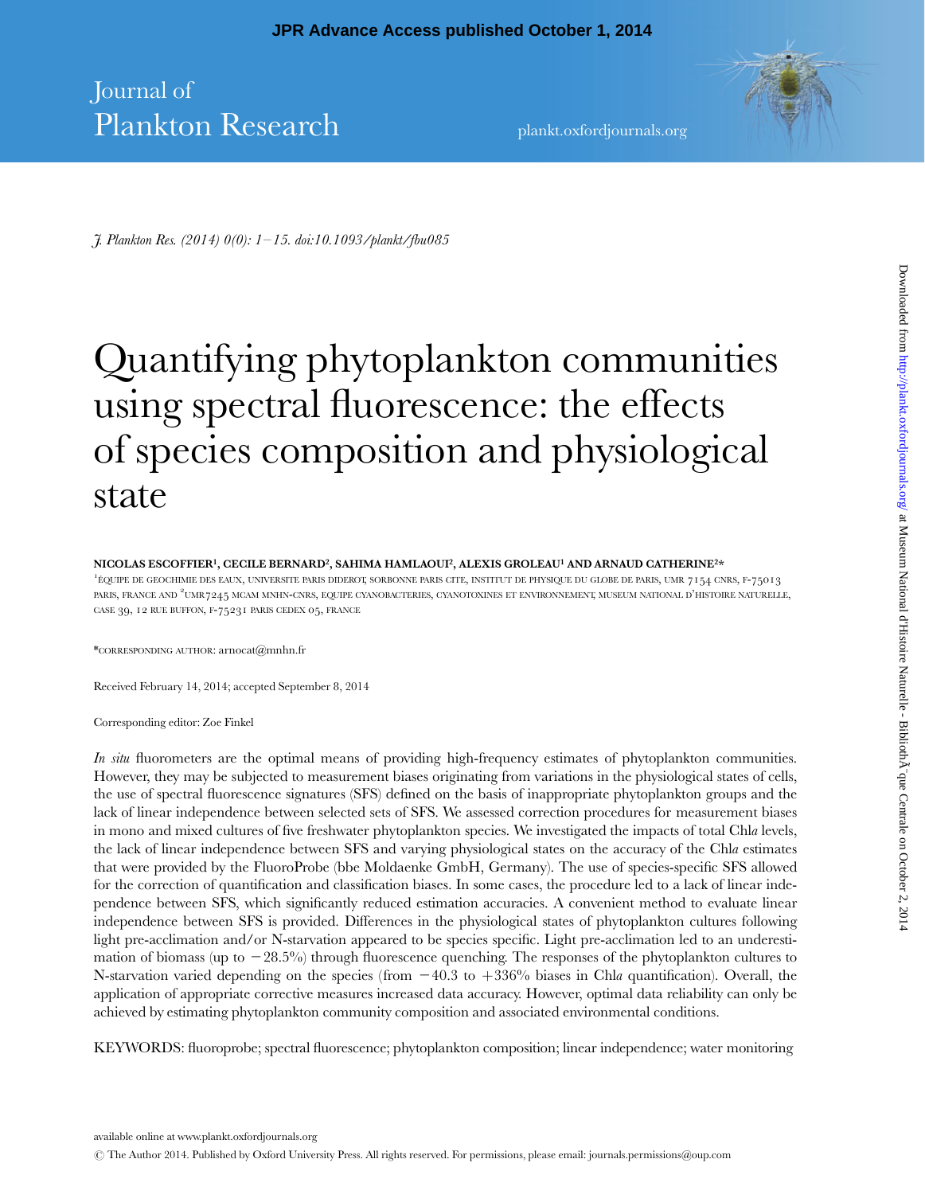# Quantifying phytoplankton communities using spectral fluorescence: the effects of species composition and physiological state

**NICOLAS ESCOFFIER[1], CECILE BERNARD[2], SAHIMA HAMLAOUI[2], ALEXIS GROLEAU[1] AND ARNAUD CATHERINE[2]***

[1]ÉQUIPE DE GEOCHIMIE DES EAUX, UNIVERSITE PARIS DIDEROT, SORBONNE PARIS CITE, INSTITUT DE PHYSIQUE DU GLOBE DE PARIS, UMR 7154 CNRS, F-75013 PARIS, FRANCE AND [2]UMR7245 MCAM MNHN-CNRS, EQUIPE CYANOBACTERIES, CYANOTOXINES ET ENVIRONNEMENT, MUSEUM NATIONAL D'HISTOIRE NATURELLE, CASE 39, 12 RUE BUFFON, F-75231 PARIS CEDEX 05, FRANCE

*CORRESPONDING AUTHOR: arnocat@mnhn.fr

Received February 14, 2014; accepted September 8, 2014

Corresponding editor: Zoe Finkel

*In situ* fluorometers are the optimal means of providing high-frequency estimates of phytoplankton communities. However, they may be subjected to measurement biases originating from variations in the physiological states of cells, the use of spectral fluorescence signatures (SFS) defined on the basis of inappropriate phytoplankton groups and the lack of linear independence between selected sets of SFS. We assessed correction procedures for measurement biases in mono and mixed cultures of five freshwater phytoplankton species. We investigated the impacts of total Chl*a* levels, the lack of linear independence between SFS and varying physiological states on the accuracy of the Chl*a* estimates that were provided by the FluoroProbe (bbe Moldaenke GmbH, Germany). The use of species-specific SFS allowed for the correction of quantification and classification biases. In some cases, the procedure led to a lack of linear independence between SFS, which significantly reduced estimation accuracies. A convenient method to evaluate linear independence between SFS is provided. Differences in the physiological states of phytoplankton cultures following light pre-acclimation and/or N-starvation appeared to be species specific. Light pre-acclimation led to an underestimation of biomass (up to −28.5%) through fluorescence quenching. The responses of the phytoplankton cultures to N-starvation varied depending on the species (from −40.3 to +336% biases in Chl*a* quantification). Overall, the application of appropriate corrective measures increased data accuracy. However, optimal data reliability can only be achieved by estimating phytoplankton community composition and associated environmental conditions.

KEYWORDS: fluoroprobe; spectral fluorescence; phytoplankton composition; linear independence; water monitoring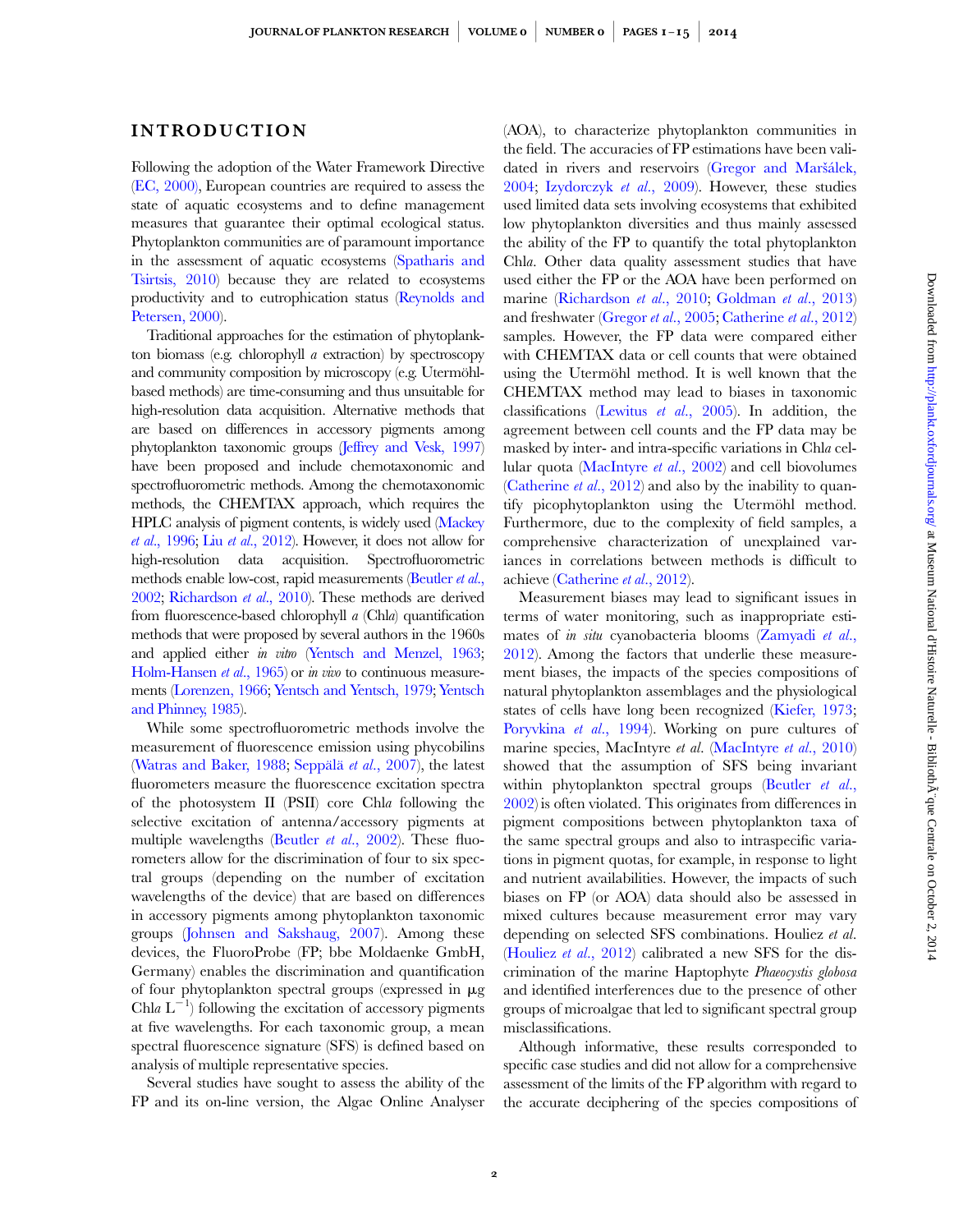## INTRODUCTION

Following the adoption of the Water Framework Directive (EC, 2000), European countries are required to assess the state of aquatic ecosystems and to define management measures that guarantee their optimal ecological status. Phytoplankton communities are of paramount importance in the assessment of aquatic ecosystems (Spatharis and Tsirtsis, 2010) because they are related to ecosystems productivity and to eutrophication status (Reynolds and Petersen, 2000).

Traditional approaches for the estimation of phytoplankton biomass (e.g. chlorophyll *a* extraction) by spectroscopy and community composition by microscopy (e.g. Utermöhl-based methods) are time-consuming and thus unsuitable for high-resolution data acquisition. Alternative methods that are based on differences in accessory pigments among phytoplankton taxonomic groups (Jeffrey and Vesk, 1997) have been proposed and include chemotaxonomic and spectrofluorometric methods. Among the chemotaxonomic methods, the CHEMTAX approach, which requires the HPLC analysis of pigment contents, is widely used (Mackey *et al.*, 1996; Liu *et al.*, 2012). However, it does not allow for high-resolution data acquisition. Spectrofluorometric methods enable low-cost, rapid measurements (Beutler *et al.*, 2002; Richardson *et al.*, 2010). These methods are derived from fluorescence-based chlorophyll *a* (Chl*a*) quantification methods that were proposed by several authors in the 1960s and applied either *in vitro* (Yentsch and Menzel, 1963; Holm-Hansen *et al.*, 1965) or *in vivo* to continuous measurements (Lorenzen, 1966; Yentsch and Yentsch, 1979; Yentsch and Phinney, 1985).

While some spectrofluorometric methods involve the measurement of fluorescence emission using phycobilins (Watras and Baker, 1988; Seppälä *et al.*, 2007), the latest fluorometers measure the fluorescence excitation spectra of the photosystem II (PSII) core Chl*a* following the selective excitation of antenna/accessory pigments at multiple wavelengths (Beutler *et al.*, 2002). These fluorometers allow for the discrimination of four to six spectral groups (depending on the number of excitation wavelengths of the device) that are based on differences in accessory pigments among phytoplankton taxonomic groups (Johnsen and Sakshaug, 2007). Among these devices, the FluoroProbe (FP; bbe Moldaenke GmbH, Germany) enables the discrimination and quantification of four phytoplankton spectral groups (expressed in μg Chl*a* $L^{-1}$) following the excitation of accessory pigments at five wavelengths. For each taxonomic group, a mean spectral fluorescence signature (SFS) is defined based on analysis of multiple representative species.

Several studies have sought to assess the ability of the FP and its on-line version, the Algae Online Analyser (AOA), to characterize phytoplankton communities in the field. The accuracies of FP estimations have been validated in rivers and reservoirs (Gregor and Maršálek, 2004; Izydorczyk *et al.*, 2009). However, these studies used limited data sets involving ecosystems that exhibited low phytoplankton diversities and thus mainly assessed the ability of the FP to quantify the total phytoplankton Chl*a*. Other data quality assessment studies that have used either the FP or the AOA have been performed on marine (Richardson *et al.*, 2010; Goldman *et al.*, 2013) and freshwater (Gregor *et al.*, 2005; Catherine *et al.*, 2012) samples. However, the FP data were compared either with CHEMTAX data or cell counts that were obtained using the Utermöhl method. It is well known that the CHEMTAX method may lead to biases in taxonomic classifications (Lewitus *et al.*, 2005). In addition, the agreement between cell counts and the FP data may be masked by inter- and intra-specific variations in Chl*a* cellular quota (MacIntyre *et al.*, 2002) and cell biovolumes (Catherine *et al.*, 2012) and also by the inability to quantify picophytoplankton using the Utermöhl method. Furthermore, due to the complexity of field samples, a comprehensive characterization of unexplained variances in correlations between methods is difficult to achieve (Catherine *et al.*, 2012).

Measurement biases may lead to significant issues in terms of water monitoring, such as inappropriate estimates of *in situ* cyanobacteria blooms (Zamyadi *et al.*, 2012). Among the factors that underlie these measurement biases, the impacts of the species compositions of natural phytoplankton assemblages and the physiological states of cells have long been recognized (Kiefer, 1973; Poryvkina *et al.*, 1994). Working on pure cultures of marine species, MacIntyre *et al.* (MacIntyre *et al.*, 2010) showed that the assumption of SFS being invariant within phytoplankton spectral groups (Beutler *et al.*, 2002) is often violated. This originates from differences in pigment compositions between phytoplankton taxa of the same spectral groups and also to intraspecific variations in pigment quotas, for example, in response to light and nutrient availabilities. However, the impacts of such biases on FP (or AOA) data should also be assessed in mixed cultures because measurement error may vary depending on selected SFS combinations. Houliez *et al.* (Houliez *et al.*, 2012) calibrated a new SFS for the discrimination of the marine Haptophyte *Phaeocystis globosa* and identified interferences due to the presence of other groups of microalgae that led to significant spectral group misclassifications.

Although informative, these results corresponded to specific case studies and did not allow for a comprehensive assessment of the limits of the FP algorithm with regard to the accurate deciphering of the species compositions of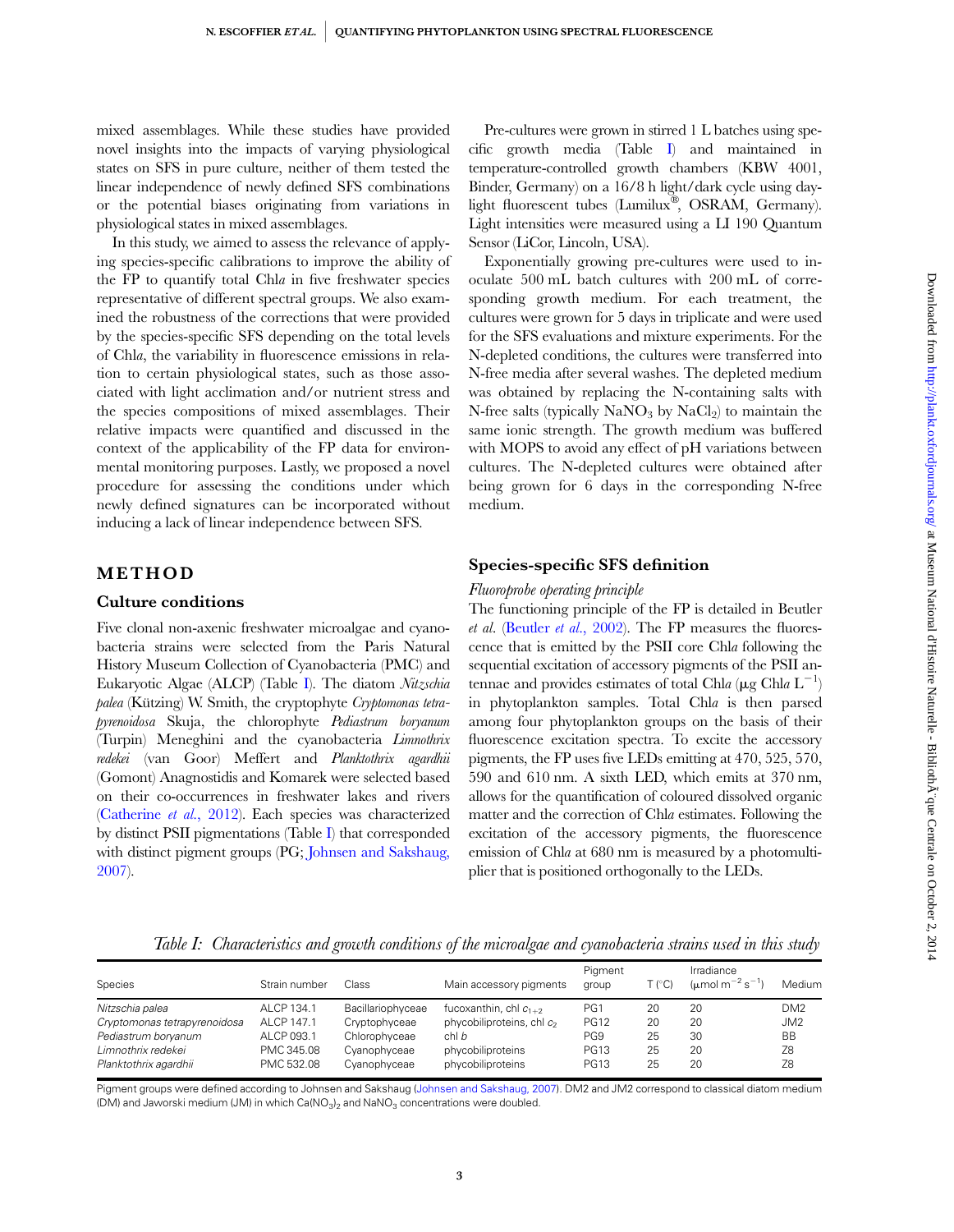mixed assemblages. While these studies have provided novel insights into the impacts of varying physiological states on SFS in pure culture, neither of them tested the linear independence of newly defined SFS combinations or the potential biases originating from variations in physiological states in mixed assemblages.

In this study, we aimed to assess the relevance of applying species-specific calibrations to improve the ability of the FP to quantify total Chl*a* in five freshwater species representative of different spectral groups. We also examined the robustness of the corrections that were provided by the species-specific SFS depending on the total levels of Chl*a*, the variability in fluorescence emissions in relation to certain physiological states, such as those associated with light acclimation and/or nutrient stress and the species compositions of mixed assemblages. Their relative impacts were quantified and discussed in the context of the applicability of the FP data for environmental monitoring purposes. Lastly, we proposed a novel procedure for assessing the conditions under which newly defined signatures can be incorporated without inducing a lack of linear independence between SFS.

## METHOD

### Culture conditions

Five clonal non-axenic freshwater microalgae and cyanobacteria strains were selected from the Paris Natural History Museum Collection of Cyanobacteria (PMC) and Eukaryotic Algae (ALCP) (Table I). The diatom *Nitzschia palea* (Kützing) W. Smith, the cryptophyte *Cryptomonas tetrapyrenoidosa* Skuja, the chlorophyte *Pediastrum boryanum* (Turpin) Meneghini and the cyanobacteria *Limnothrix redekei* (van Goor) Meffert and *Planktothrix agardhii* (Gomont) Anagnostidis and Komarek were selected based on their co-occurrences in freshwater lakes and rivers (Catherine *et al.*, 2012). Each species was characterized by distinct PSII pigmentations (Table I) that corresponded with distinct pigment groups (PG; Johnsen and Sakshaug, 2007).

Pre-cultures were grown in stirred 1 L batches using specific growth media (Table I) and maintained in temperature-controlled growth chambers (KBW 4001, Binder, Germany) on a 16/8 h light/dark cycle using daylight fluorescent tubes (Lumilux®, OSRAM, Germany). Light intensities were measured using a LI 190 Quantum Sensor (LiCor, Lincoln, USA).

Exponentially growing pre-cultures were used to inoculate 500 mL batch cultures with 200 mL of corresponding growth medium. For each treatment, the cultures were grown for 5 days in triplicate and were used for the SFS evaluations and mixture experiments. For the N-depleted conditions, the cultures were transferred into N-free media after several washes. The depleted medium was obtained by replacing the N-containing salts with N-free salts (typically $NaNO_3$ by $NaCl_2$) to maintain the same ionic strength. The growth medium was buffered with MOPS to avoid any effect of pH variations between cultures. The N-depleted cultures were obtained after being grown for 6 days in the corresponding N-free medium.

### Species-specific SFS definition

#### *Fluoroprobe operating principle*

The functioning principle of the FP is detailed in Beutler *et al.* (Beutler *et al.*, 2002). The FP measures the fluorescence that is emitted by the PSII core Chl*a* following the sequential excitation of accessory pigments of the PSII antennae and provides estimates of total Chl*a* (μg Chl*a* $L^{-1}$) in phytoplankton samples. Total Chl*a* is then parsed among four phytoplankton groups on the basis of their fluorescence excitation spectra. To excite the accessory pigments, the FP uses five LEDs emitting at 470, 525, 570, 590 and 610 nm. A sixth LED, which emits at 370 nm, allows for the quantification of coloured dissolved organic matter and the correction of Chl*a* estimates. Following the excitation of the accessory pigments, the fluorescence emission of Chl*a* at 680 nm is measured by a photomultiplier that is positioned orthogonally to the LEDs.

*Table I: Characteristics and growth conditions of the microalgae and cyanobacteria strains used in this study*

| Species | Strain number | Class | Main accessory pigments | Pigment group | T (°C) | Irradiance (μmol $m^{-2}$ $s^{-1}$) | Medium |
|---|---|---|---|---|---|---|---|
| *Nitzschia palea* | ALCP 134.1 | Bacillariophyceae | fucoxanthin, chl $c_{1+2}$ | PG1 | 20 | 20 | DM2 |
| *Cryptomonas tetrapyrenoidosa* | ALCP 147.1 | Cryptophyceae | phycobiliproteins, chl $c_2$ | PG12 | 20 | 20 | JM2 |
| *Pediastrum boryanum* | ALCP 093.1 | Chlorophyceae | chl *b* | PG9 | 25 | 30 | BB |
| *Limnothrix redekei* | PMC 345.08 | Cyanophyceae | phycobiliproteins | PG13 | 25 | 20 | Z8 |
| *Planktothrix agardhii* | PMC 532.08 | Cyanophyceae | phycobiliproteins | PG13 | 25 | 20 | Z8 |

Pigment groups were defined according to Johnsen and Sakshaug (Johnsen and Sakshaug, 2007). DM2 and JM2 correspond to classical diatom medium (DM) and Jaworski medium (JM) in which $Ca(NO_3)_2$ and $NaNO_3$ concentrations were doubled.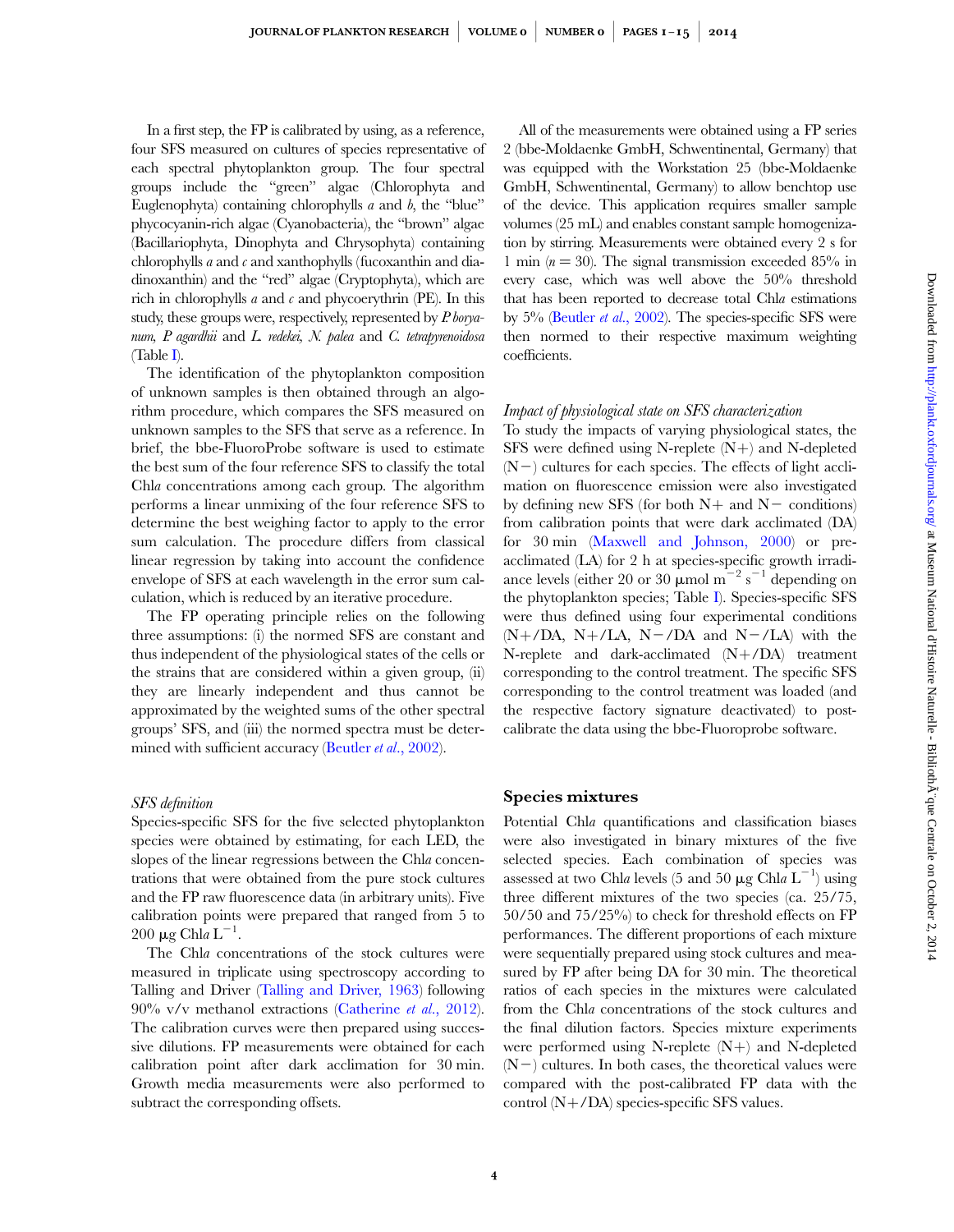In a first step, the FP is calibrated by using, as a reference, four SFS measured on cultures of species representative of each spectral phytoplankton group. The four spectral groups include the "green" algae (Chlorophyta and Euglenophyta) containing chlorophylls *a* and *b*, the "blue" phycocyanin-rich algae (Cyanobacteria), the "brown" algae (Bacillariophyta, Dinophyta and Chrysophyta) containing chlorophylls *a* and *c* and xanthophylls (fucoxanthin and diadinoxanthin) and the "red" algae (Cryptophyta), which are rich in chlorophylls *a* and *c* and phycoerythrin (PE). In this study, these groups were, respectively, represented by *P. boryanum*, *P. agardhii* and *L. redekei*, *N. palea* and *C. tetrapyrenoidosa* (Table I).

The identification of the phytoplankton composition of unknown samples is then obtained through an algorithm procedure, which compares the SFS measured on unknown samples to the SFS that serve as a reference. In brief, the bbe-FluoroProbe software is used to estimate the best sum of the four reference SFS to classify the total Chl*a* concentrations among each group. The algorithm performs a linear unmixing of the four reference SFS to determine the best weighing factor to apply to the error sum calculation. The procedure differs from classical linear regression by taking into account the confidence envelope of SFS at each wavelength in the error sum calculation, which is reduced by an iterative procedure.

The FP operating principle relies on the following three assumptions: (i) the normed SFS are constant and thus independent of the physiological states of the cells or the strains that are considered within a given group, (ii) they are linearly independent and thus cannot be approximated by the weighted sums of the other spectral groups' SFS, and (iii) the normed spectra must be determined with sufficient accuracy (Beutler *et al.*, 2002).

### *SFS definition*

Species-specific SFS for the five selected phytoplankton species were obtained by estimating, for each LED, the slopes of the linear regressions between the Chl*a* concentrations that were obtained from the pure stock cultures and the FP raw fluorescence data (in arbitrary units). Five calibration points were prepared that ranged from 5 to 200 μg Chl*a* $L^{-1}$.

The Chl*a* concentrations of the stock cultures were measured in triplicate using spectroscopy according to Talling and Driver (Talling and Driver, 1963) following 90% v/v methanol extractions (Catherine *et al.*, 2012). The calibration curves were then prepared using successive dilutions. FP measurements were obtained for each calibration point after dark acclimation for 30 min. Growth media measurements were also performed to subtract the corresponding offsets.

All of the measurements were obtained using a FP series 2 (bbe-Moldaenke GmbH, Schwentinental, Germany) that was equipped with the Workstation 25 (bbe-Moldaenke GmbH, Schwentinental, Germany) to allow benchtop use of the device. This application requires smaller sample volumes (25 mL) and enables constant sample homogenization by stirring. Measurements were obtained every 2 s for 1 min ($n = 30$). The signal transmission exceeded 85% in every case, which was well above the 50% threshold that has been reported to decrease total Chl*a* estimations by 5% (Beutler *et al.*, 2002). The species-specific SFS were then normed to their respective maximum weighting coefficients.

### *Impact of physiological state on SFS characterization*

To study the impacts of varying physiological states, the SFS were defined using N-replete (N+) and N-depleted (N−) cultures for each species. The effects of light acclimation on fluorescence emission were also investigated by defining new SFS (for both N+ and N− conditions) from calibration points that were dark acclimated (DA) for 30 min (Maxwell and Johnson, 2000) or pre-acclimated (LA) for 2 h at species-specific growth irradiance levels (either 20 or 30 μmol $m^{-2}$ $s^{-1}$ depending on the phytoplankton species; Table I). Species-specific SFS were thus defined using four experimental conditions (N+/DA, N+/LA, N−/DA and N−/LA) with the N-replete and dark-acclimated (N+/DA) treatment corresponding to the control treatment. The specific SFS corresponding to the control treatment was loaded (and the respective factory signature deactivated) to post-calibrate the data using the bbe-Fluoroprobe software.

## **Species mixtures**

Potential Chl*a* quantifications and classification biases were also investigated in binary mixtures of the five selected species. Each combination of species was assessed at two Chl*a* levels (5 and 50 μg Chl*a* $L^{-1}$) using three different mixtures of the two species (ca. 25/75, 50/50 and 75/25%) to check for threshold effects on FP performances. The different proportions of each mixture were sequentially prepared using stock cultures and measured by FP after being DA for 30 min. The theoretical ratios of each species in the mixtures were calculated from the Chl*a* concentrations of the stock cultures and the final dilution factors. Species mixture experiments were performed using N-replete (N+) and N-depleted (N−) cultures. In both cases, the theoretical values were compared with the post-calibrated FP data with the control (N+/DA) species-specific SFS values.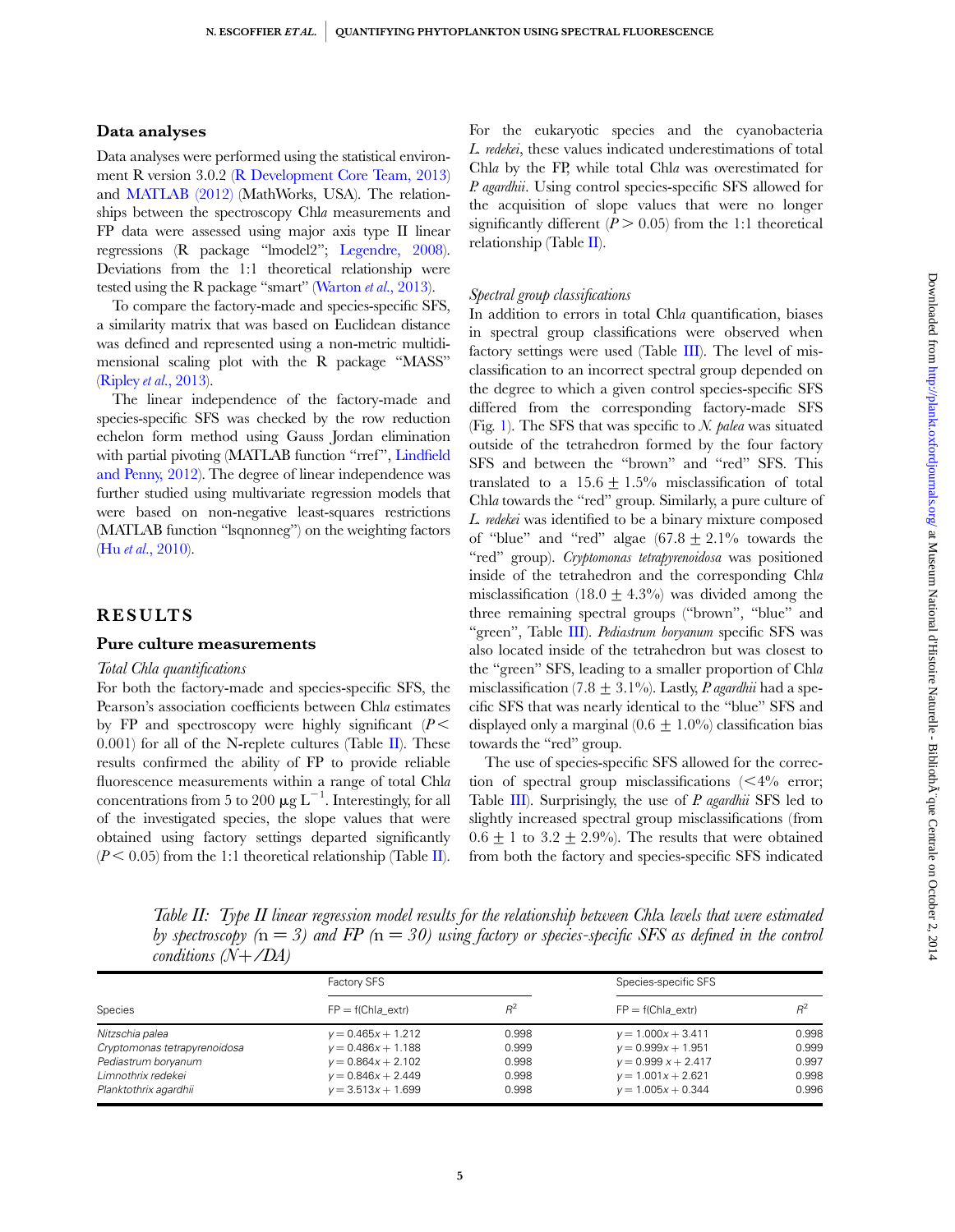## Data analyses

Data analyses were performed using the statistical environment R version 3.0.2 (R Development Core Team, 2013) and MATLAB (2012) (MathWorks, USA). The relationships between the spectroscopy Chl*a* measurements and FP data were assessed using major axis type II linear regressions (R package "lmodel2"; Legendre, 2008). Deviations from the 1:1 theoretical relationship were tested using the R package "smart" (Warton *et al.*, 2013).

To compare the factory-made and species-specific SFS, a similarity matrix that was based on Euclidean distance was defined and represented using a non-metric multidimensional scaling plot with the R package "MASS" (Ripley *et al.*, 2013).

The linear independence of the factory-made and species-specific SFS was checked by the row reduction echelon form method using Gauss Jordan elimination with partial pivoting (MATLAB function "rref", Lindfield and Penny, 2012). The degree of linear independence was further studied using multivariate regression models that were based on non-negative least-squares restrictions (MATLAB function "lsqnonneg") on the weighting factors (Hu *et al.*, 2010).

# RESULTS

## Pure culture measurements

### *Total Chla quantifications*

For both the factory-made and species-specific SFS, the Pearson's association coefficients between Chl*a* estimates by FP and spectroscopy were highly significant ($P < 0.001$) for all of the N-replete cultures (Table II). These results confirmed the ability of FP to provide reliable fluorescence measurements within a range of total Chl*a* concentrations from 5 to 200 $\mu g\,L^{-1}$. Interestingly, for all of the investigated species, the slope values that were obtained using factory settings departed significantly ($P < 0.05$) from the 1:1 theoretical relationship (Table II). For the eukaryotic species and the cyanobacteria *L. redekei*, these values indicated underestimations of total Chl*a* by the FP, while total Chl*a* was overestimated for *P. agardhii*. Using control species-specific SFS allowed for the acquisition of slope values that were no longer significantly different ($P > 0.05$) from the 1:1 theoretical relationship (Table II).

### *Spectral group classifications*

In addition to errors in total Chl*a* quantification, biases in spectral group classifications were observed when factory settings were used (Table III). The level of misclassification to an incorrect spectral group depended on the degree to which a given control species-specific SFS differed from the corresponding factory-made SFS (Fig. 1). The SFS that was specific to *N. palea* was situated outside of the tetrahedron formed by the four factory SFS and between the "brown" and "red" SFS. This translated to a $15.6 \pm 1.5\%$ misclassification of total Chl*a* towards the "red" group. Similarly, a pure culture of *L. redekei* was identified to be a binary mixture composed of "blue" and "red" algae ($67.8 \pm 2.1\%$ towards the "red" group). *Cryptomonas tetrapyrenoidosa* was positioned inside of the tetrahedron and the corresponding Chl*a* misclassification ($18.0 \pm 4.3\%$) was divided among the three remaining spectral groups ("brown", "blue" and "green", Table III). *Pediastrum boryanum* specific SFS was also located inside of the tetrahedron but was closest to the "green" SFS, leading to a smaller proportion of Chl*a* misclassification ($7.8 \pm 3.1\%$). Lastly, *P. agardhii* had a specific SFS that was nearly identical to the "blue" SFS and displayed only a marginal ($0.6 \pm 1.0\%$) classification bias towards the "red" group.

The use of species-specific SFS allowed for the correction of spectral group misclassifications (<4% error; Table III). Surprisingly, the use of *P. agardhii* SFS led to slightly increased spectral group misclassifications (from $0.6 \pm 1$ to $3.2 \pm 2.9\%$). The results that were obtained from both the factory and species-specific SFS indicated

*Table II: Type II linear regression model results for the relationship between Chl*a *levels that were estimated by spectroscopy ($n = 3$) and FP ($n = 30$) using factory or species-specific SFS as defined in the control conditions (N+/DA)*

| Species | Factory SFS | | Species-specific SFS | |
|---|---|---|---|---|
| | FP = f(Chla_extr) | $R^2$ | FP = f(Chla_extr) | $R^2$ |
| *Nitzschia palea* | $y = 0.465x + 1.212$ | 0.998 | $y = 1.000x + 3.411$ | 0.998 |
| *Cryptomonas tetrapyrenoidosa* | $y = 0.486x + 1.188$ | 0.999 | $y = 0.999x + 1.951$ | 0.999 |
| *Pediastrum boryanum* | $y = 0.864x + 2.102$ | 0.998 | $y = 0.999\,x + 2.417$ | 0.997 |
| *Limnothrix redekei* | $y = 0.846x + 2.449$ | 0.998 | $y = 1.001x + 2.621$ | 0.998 |
| *Planktothrix agardhii* | $y = 3.513x + 1.699$ | 0.998 | $y = 1.005x + 0.344$ | 0.996 |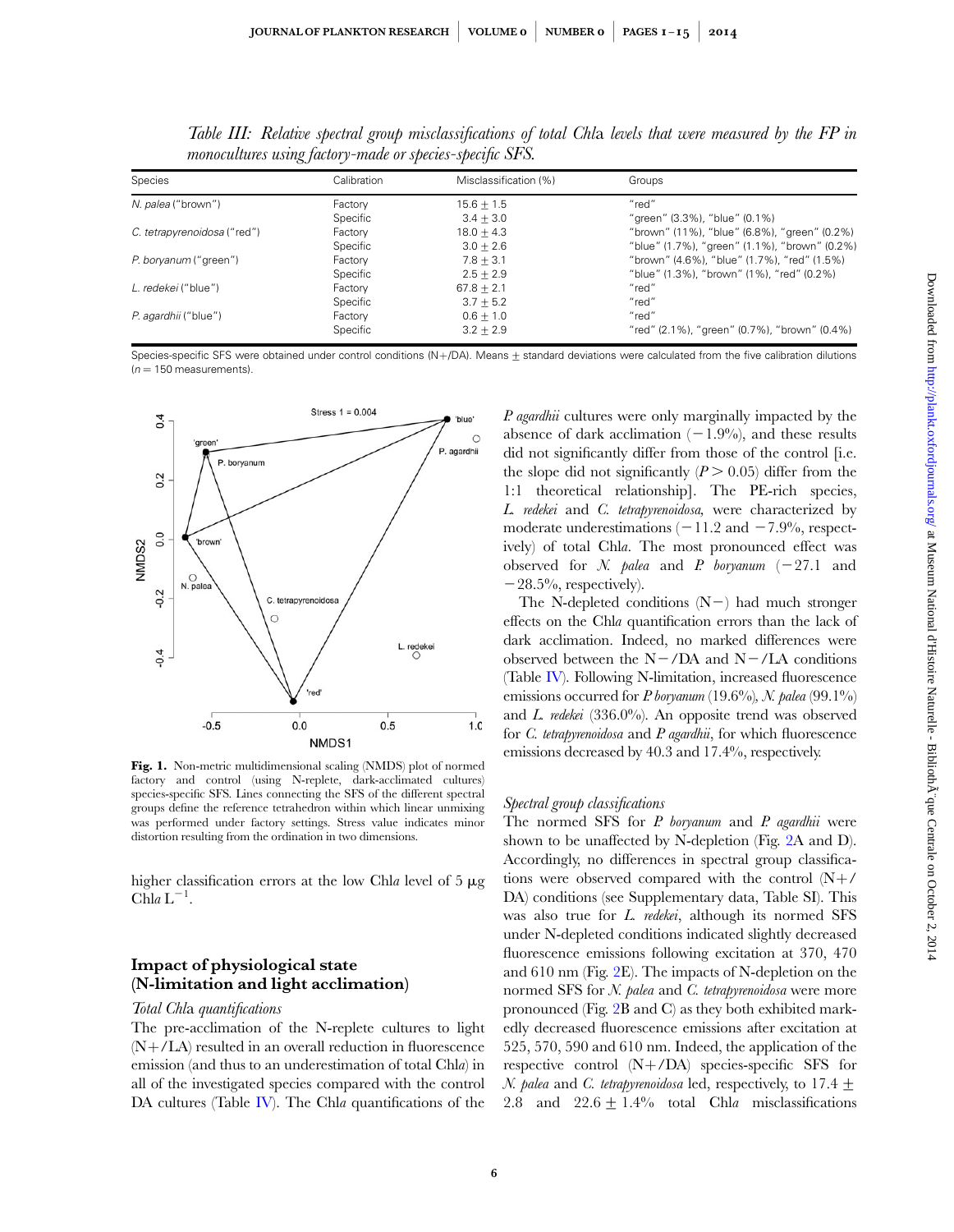*Table III: Relative spectral group misclassifications of total Chl*a *levels that were measured by the FP in monocultures using factory-made or species-specific SFS.*

| Species | Calibration | Misclassification (%) | Groups |
|---|---|---|---|
| *N. palea* ("brown") | Factory | $15.6 \pm 1.5$ | "red" |
| | Specific | $3.4 \pm 3.0$ | "green" (3.3%), "blue" (0.1%) |
| *C. tetrapyrenoidosa* ("red") | Factory | $18.0 \pm 4.3$ | "brown" (11%), "blue" (6.8%), "green" (0.2%) |
| | Specific | $3.0 \pm 2.6$ | "blue" (1.7%), "green" (1.1%), "brown" (0.2%) |
| *P. boryanum* ("green") | Factory | $7.8 \pm 3.1$ | "brown" (4.6%), "blue" (1.7%), "red" (1.5%) |
| | Specific | $2.5 \pm 2.9$ | "blue" (1.3%), "brown" (1%), "red" (0.2%) |
| *L. redekei* ("blue") | Factory | $67.8 \pm 2.1$ | "red" |
| | Specific | $3.7 \pm 5.2$ | "red" |
| *P. agardhii* ("blue") | Factory | $0.6 \pm 1.0$ | "red" |
| | Specific | $3.2 \pm 2.9$ | "red" (2.1%), "green" (0.7%), "brown" (0.4%) |

Species-specific SFS were obtained under control conditions (N+/DA). Means ± standard deviations were calculated from the five calibration dilutions ($n = 150$ measurements).

**Fig. 1.** Non-metric multidimensional scaling (NMDS) plot of normed factory and control (using N-replete, dark-acclimated cultures) species-specific SFS. Lines connecting the SFS of the different spectral groups define the reference tetrahedron within which linear unmixing was performed under factory settings. Stress value indicates minor distortion resulting from the ordination in two dimensions.

higher classification errors at the low Chl*a* level of 5 μg Chl*a* $L^{-1}$.

## Impact of physiological state (N-limitation and light acclimation)

### *Total Chl*a *quantifications*

The pre-acclimation of the N-replete cultures to light (N+/LA) resulted in an overall reduction in fluorescence emission (and thus to an underestimation of total Chl*a*) in all of the investigated species compared with the control DA cultures (Table IV). The Chl*a* quantifications of the *P. agardhii* cultures were only marginally impacted by the absence of dark acclimation (−1.9%), and these results did not significantly differ from those of the control [i.e. the slope did not significantly ($P > 0.05$) differ from the 1:1 theoretical relationship]. The PE-rich species, *L. redekei* and *C. tetrapyrenoidosa*, were characterized by moderate underestimations (−11.2 and −7.9%, respectively) of total Chl*a*. The most pronounced effect was observed for *N. palea* and *P. boryanum* (−27.1 and −28.5%, respectively).

The N-depleted conditions (N−) had much stronger effects on the Chl*a* quantification errors than the lack of dark acclimation. Indeed, no marked differences were observed between the N−/DA and N−/LA conditions (Table IV). Following N-limitation, increased fluorescence emissions occurred for *P. boryanum* (19.6%), *N. palea* (99.1%) and *L. redekei* (336.0%). An opposite trend was observed for *C. tetrapyrenoidosa* and *P. agardhii*, for which fluorescence emissions decreased by 40.3 and 17.4%, respectively.

### *Spectral group classifications*

The normed SFS for *P. boryanum* and *P. agardhii* were shown to be unaffected by N-depletion (Fig. 2A and D). Accordingly, no differences in spectral group classifications were observed compared with the control (N+/DA) conditions (see Supplementary data, Table SI). This was also true for *L. redekei*, although its normed SFS under N-depleted conditions indicated slightly decreased fluorescence emissions following excitation at 370, 470 and 610 nm (Fig. 2E). The impacts of N-depletion on the normed SFS for *N. palea* and *C. tetrapyrenoidosa* were more pronounced (Fig. 2B and C) as they both exhibited markedly decreased fluorescence emissions after excitation at 525, 570, 590 and 610 nm. Indeed, the application of the respective control (N+/DA) species-specific SFS for *N. palea* and *C. tetrapyrenoidosa* led, respectively, to $17.4 \pm 2.8$ and $22.6 \pm 1.4\%$ total Chl*a* misclassifications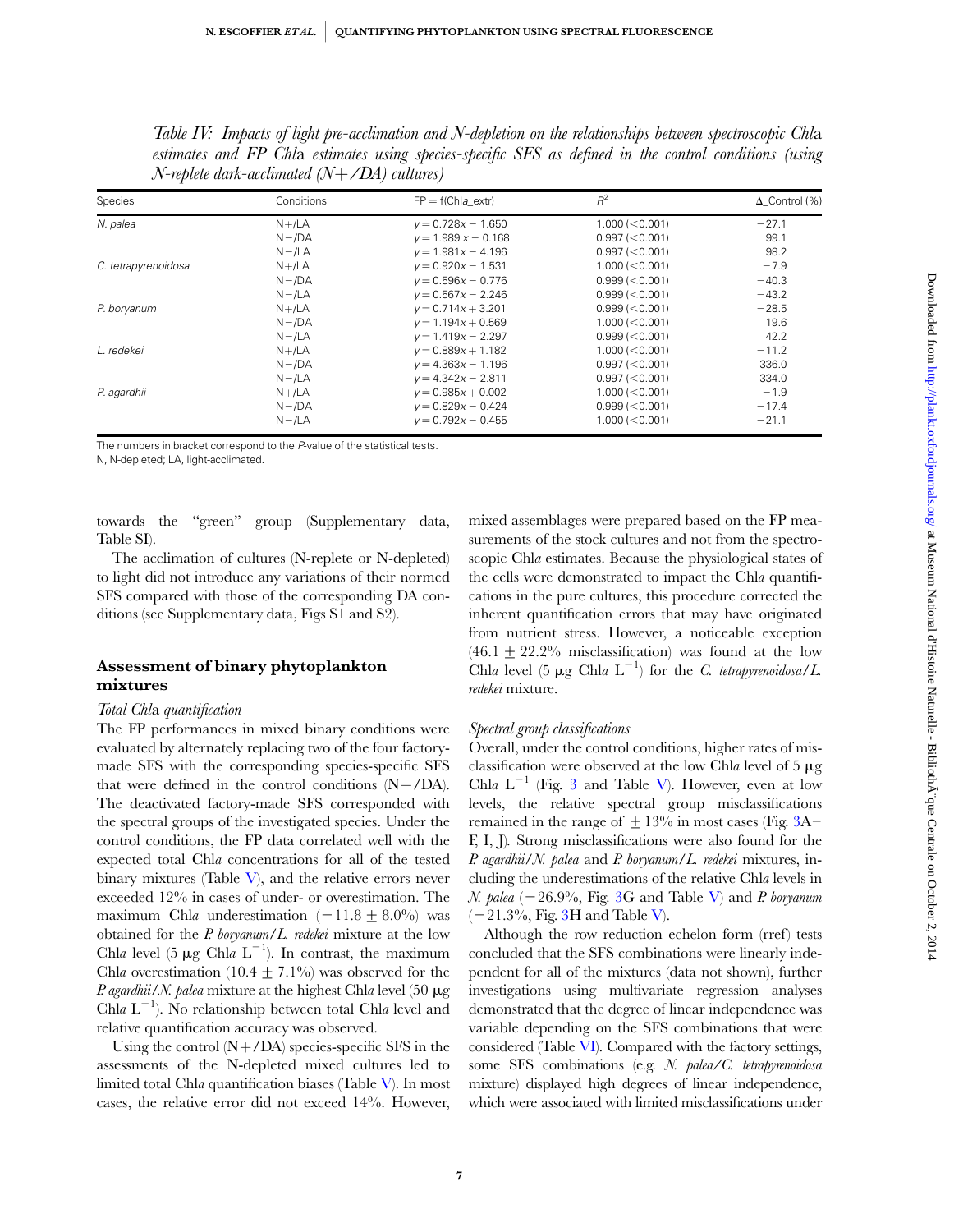*Table IV: Impacts of light pre-acclimation and N-depletion on the relationships between spectroscopic Chl*a *estimates and FP Chl*a *estimates using species-specific SFS as defined in the control conditions (using N-replete dark-acclimated (N+/DA) cultures)*

| Species | Conditions | FP = f(Chl*a*_extr) | $R^2$ | Δ_Control (%) |
|---|---|---|---|---|
| *N. palea* | N+/LA | $y = 0.728x - 1.650$ | 1.000 (<0.001) | −27.1 |
| | N−/DA | $y = 1.989x - 0.168$ | 0.997 (<0.001) | 99.1 |
| | N−/LA | $y = 1.981x - 4.196$ | 0.997 (<0.001) | 98.2 |
| *C. tetrapyrenoidosa* | N+/LA | $y = 0.920x - 1.531$ | 1.000 (<0.001) | −7.9 |
| | N−/DA | $y = 0.596x - 0.776$ | 0.999 (<0.001) | −40.3 |
| | N−/LA | $y = 0.567x - 2.246$ | 0.999 (<0.001) | −43.2 |
| *P. boryanum* | N+/LA | $y = 0.714x + 3.201$ | 0.999 (<0.001) | −28.5 |
| | N−/DA | $y = 1.194x + 0.569$ | 1.000 (<0.001) | 19.6 |
| | N−/LA | $y = 1.419x - 2.297$ | 0.999 (<0.001) | 42.2 |
| *L. redekei* | N+/LA | $y = 0.889x + 1.182$ | 1.000 (<0.001) | −11.2 |
| | N−/DA | $y = 4.363x - 1.196$ | 0.997 (<0.001) | 336.0 |
| | N−/LA | $y = 4.342x - 2.811$ | 0.997 (<0.001) | 334.0 |
| *P. agardhii* | N+/LA | $y = 0.985x + 0.002$ | 1.000 (<0.001) | −1.9 |
| | N−/DA | $y = 0.829x - 0.424$ | 0.999 (<0.001) | −17.4 |
| | N−/LA | $y = 0.792x - 0.455$ | 1.000 (<0.001) | −21.1 |

The numbers in bracket correspond to the *P*-value of the statistical tests.
N, N-depleted; LA, light-acclimated.

towards the "green" group (Supplementary data, Table SI).

The acclimation of cultures (N-replete or N-depleted) to light did not introduce any variations of their normed SFS compared with those of the corresponding DA conditions (see Supplementary data, Figs S1 and S2).

## Assessment of binary phytoplankton mixtures

### *Total Chl*a *quantification*

The FP performances in mixed binary conditions were evaluated by alternately replacing two of the four factory-made SFS with the corresponding species-specific SFS that were defined in the control conditions (N+/DA). The deactivated factory-made SFS corresponded with the spectral groups of the investigated species. Under the control conditions, the FP data correlated well with the expected total Chl*a* concentrations for all of the tested binary mixtures (Table V), and the relative errors never exceeded 12% in cases of under- or overestimation. The maximum Chl*a* underestimation ($-11.8 \pm 8.0\%$) was obtained for the *P. boryanum*/*L. redekei* mixture at the low Chl*a* level (5 μg Chl*a* $L^{-1}$). In contrast, the maximum Chl*a* overestimation ($10.4 \pm 7.1\%$) was observed for the *P. agardhii*/*N. palea* mixture at the highest Chl*a* level (50 μg Chl*a* $L^{-1}$). No relationship between total Chl*a* level and relative quantification accuracy was observed.

Using the control (N+/DA) species-specific SFS in the assessments of the N-depleted mixed cultures led to limited total Chl*a* quantification biases (Table V). In most cases, the relative error did not exceed 14%. However, mixed assemblages were prepared based on the FP measurements of the stock cultures and not from the spectroscopic Chl*a* estimates. Because the physiological states of the cells were demonstrated to impact the Chl*a* quantifications in the pure cultures, this procedure corrected the inherent quantification errors that may have originated from nutrient stress. However, a noticeable exception ($46.1 \pm 22.2\%$ misclassification) was found at the low Chl*a* level (5 μg Chl*a* $L^{-1}$) for the *C. tetrapyrenoidosa*/*L. redekei* mixture.

### *Spectral group classifications*

Overall, under the control conditions, higher rates of misclassification were observed at the low Chl*a* level of 5 μg Chl*a* $L^{-1}$ (Fig. 3 and Table V). However, even at low levels, the relative spectral group misclassifications remained in the range of ±13% in most cases (Fig. 3A–F, I, J). Strong misclassifications were also found for the *P. agardhii*/*N. palea* and *P. boryanum*/*L. redekei* mixtures, including the underestimations of the relative Chl*a* levels in *N. palea* (−26.9%, Fig. 3G and Table V) and *P. boryanum* (−21.3%, Fig. 3H and Table V).

Although the row reduction echelon form (rref) tests concluded that the SFS combinations were linearly independent for all of the mixtures (data not shown), further investigations using multivariate regression analyses demonstrated that the degree of linear independence was variable depending on the SFS combinations that were considered (Table VI). Compared with the factory settings, some SFS combinations (e.g. *N. palea*/*C. tetrapyrenoidosa* mixture) displayed high degrees of linear independence, which were associated with limited misclassifications under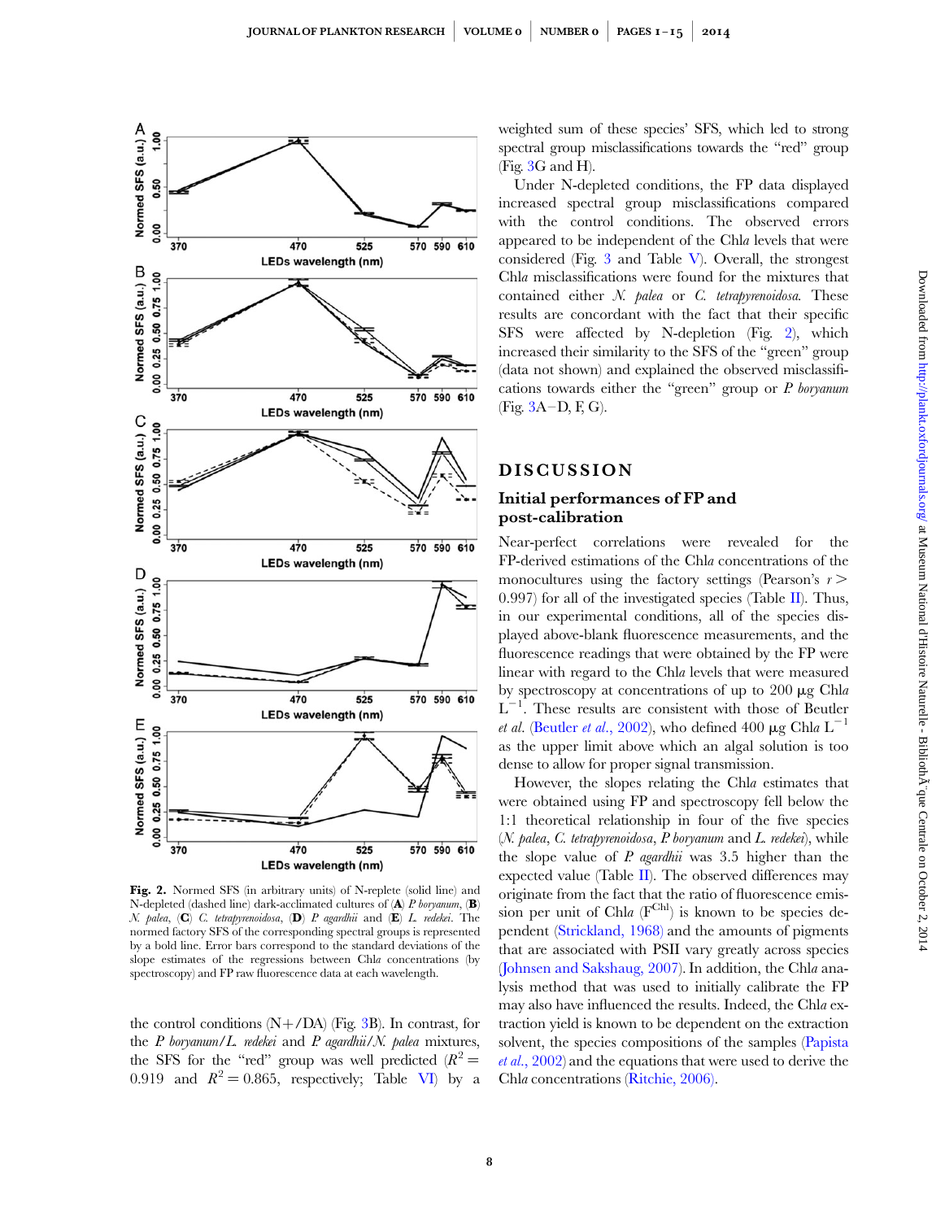**Fig. 2.** Normed SFS (in arbitrary units) of N-replete (solid line) and N-depleted (dashed line) dark-acclimated cultures of (**A**) *P. boryanum*, (**B**) *N. palea*, (**C**) *C. tetrapyrenoidosa*, (**D**) *P. agardhii* and (**E**) *L. redekei*. The normed factory SFS of the corresponding spectral groups is represented by a bold line. Error bars correspond to the standard deviations of the slope estimates of the regressions between Chl*a* concentrations (by spectroscopy) and FP raw fluorescence data at each wavelength.

the control conditions (N+/DA) (Fig. 3B). In contrast, for the *P. boryanum*/*L. redekei* and *P. agardhii*/*N. palea* mixtures, the SFS for the "red" group was well predicted ($R^2 = 0.919$ and $R^2 = 0.865$, respectively; Table VI) by a weighted sum of these species' SFS, which led to strong spectral group misclassifications towards the "red" group (Fig. 3G and H).

Under N-depleted conditions, the FP data displayed increased spectral group misclassifications compared with the control conditions. The observed errors appeared to be independent of the Chl*a* levels that were considered (Fig. 3 and Table V). Overall, the strongest Chl*a* misclassifications were found for the mixtures that contained either *N. palea* or *C. tetrapyrenoidosa*. These results are concordant with the fact that their specific SFS were affected by N-depletion (Fig. 2), which increased their similarity to the SFS of the "green" group (data not shown) and explained the observed misclassifications towards either the "green" group or *P. boryanum* (Fig. 3A–D, F, G).

# DISCUSSION

## Initial performances of FP and post-calibration

Near-perfect correlations were revealed for the FP-derived estimations of the Chl*a* concentrations of the monocultures using the factory settings (Pearson's $r > 0.997$) for all of the investigated species (Table II). Thus, in our experimental conditions, all of the species displayed above-blank fluorescence measurements, and the fluorescence readings that were obtained by the FP were linear with regard to the Chl*a* levels that were measured by spectroscopy at concentrations of up to 200 μg Chl*a* $L^{-1}$. These results are consistent with those of Beutler *et al*. (Beutler *et al*., 2002), who defined 400 μg Chl*a* $L^{-1}$ as the upper limit above which an algal solution is too dense to allow for proper signal transmission.

However, the slopes relating the Chl*a* estimates that were obtained using FP and spectroscopy fell below the 1:1 theoretical relationship in four of the five species (*N. palea*, *C. tetrapyrenoidosa*, *P. boryanum* and *L. redekei*), while the slope value of *P. agardhii* was 3.5 higher than the expected value (Table II). The observed differences may originate from the fact that the ratio of fluorescence emission per unit of Chl*a* ($F^{Chl}$) is known to be species dependent (Strickland, 1968) and the amounts of pigments that are associated with PSII vary greatly across species (Johnsen and Sakshaug, 2007). In addition, the Chl*a* analysis method that was used to initially calibrate the FP may also have influenced the results. Indeed, the Chl*a* extraction yield is known to be dependent on the extraction solvent, the species compositions of the samples (Papista *et al*., 2002) and the equations that were used to derive the Chl*a* concentrations (Ritchie, 2006).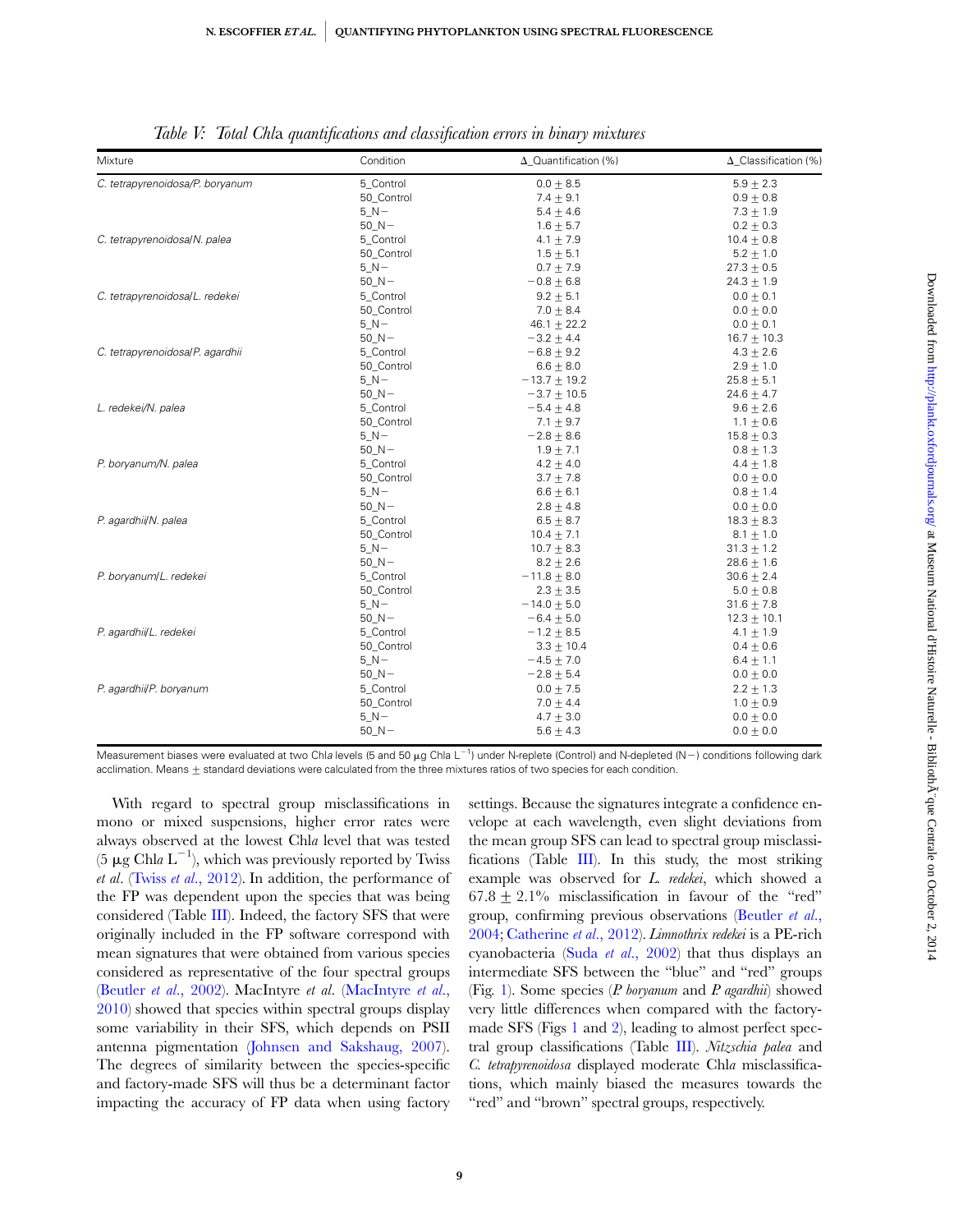*Table V: Total Chl*a *quantifications and classification errors in binary mixtures*

| Mixture | Condition | Δ_Quantification (%) | Δ_Classification (%) |
|---|---|---|---|
| *C. tetrapyrenoidosa/P. boryanum* | 5_Control | 0.0 ± 8.5 | 5.9 ± 2.3 |
| | 50_Control | 7.4 ± 9.1 | 0.9 ± 0.8 |
| | 5_N− | 5.4 ± 4.6 | 7.3 ± 1.9 |
| | 50_N− | 1.6 ± 5.7 | 0.2 ± 0.3 |
| *C. tetrapyrenoidosa/N. palea* | 5_Control | 4.1 ± 7.9 | 10.4 ± 0.8 |
| | 50_Control | 1.5 ± 5.1 | 5.2 ± 1.0 |
| | 5_N− | 0.7 ± 7.9 | 27.3 ± 0.5 |
| | 50_N− | −0.8 ± 6.8 | 24.3 ± 1.9 |
| *C. tetrapyrenoidosa/L. redekei* | 5_Control | 9.2 ± 5.1 | 0.0 ± 0.1 |
| | 50_Control | 7.0 ± 8.4 | 0.0 ± 0.0 |
| | 5_N− | 46.1 ± 22.2 | 0.0 ± 0.1 |
| | 50_N− | −3.2 ± 4.4 | 16.7 ± 10.3 |
| *C. tetrapyrenoidosa/P. agardhii* | 5_Control | −6.8 ± 9.2 | 4.3 ± 2.6 |
| | 50_Control | 6.6 ± 8.0 | 2.9 ± 1.0 |
| | 5_N− | −13.7 ± 19.2 | 25.8 ± 5.1 |
| | 50_N− | −3.7 ± 10.5 | 24.6 ± 4.7 |
| *L. redekei/N. palea* | 5_Control | −5.4 ± 4.8 | 9.6 ± 2.6 |
| | 50_Control | 7.1 ± 9.7 | 1.1 ± 0.6 |
| | 5_N− | −2.8 ± 8.6 | 15.8 ± 0.3 |
| | 50_N− | 1.9 ± 7.1 | 0.8 ± 1.3 |
| *P. boryanum/N. palea* | 5_Control | 4.2 ± 4.0 | 4.4 ± 1.8 |
| | 50_Control | 3.7 ± 7.8 | 0.0 ± 0.0 |
| | 5_N− | 6.6 ± 6.1 | 0.8 ± 1.4 |
| | 50_N− | 2.8 ± 4.8 | 0.0 ± 0.0 |
| *P. agardhii/N. palea* | 5_Control | 6.5 ± 8.7 | 18.3 ± 8.3 |
| | 50_Control | 10.4 ± 7.1 | 8.1 ± 1.0 |
| | 5_N− | 10.7 ± 8.3 | 31.3 ± 1.2 |
| | 50_N− | 8.2 ± 2.6 | 28.6 ± 1.6 |
| *P. boryanum/L. redekei* | 5_Control | −11.8 ± 8.0 | 30.6 ± 2.4 |
| | 50_Control | 2.3 ± 3.5 | 5.0 ± 0.8 |
| | 5_N− | −14.0 ± 5.0 | 31.6 ± 7.8 |
| | 50_N− | −6.4 ± 5.0 | 12.3 ± 10.1 |
| *P. agardhii/L. redekei* | 5_Control | −1.2 ± 8.5 | 4.1 ± 1.9 |
| | 50_Control | 3.3 ± 10.4 | 0.4 ± 0.6 |
| | 5_N− | −4.5 ± 7.0 | 6.4 ± 1.1 |
| | 50_N− | −2.8 ± 5.4 | 0.0 ± 0.0 |
| *P. agardhii/P. boryanum* | 5_Control | 0.0 ± 7.5 | 2.2 ± 1.3 |
| | 50_Control | 7.0 ± 4.4 | 1.0 ± 0.9 |
| | 5_N− | 4.7 ± 3.0 | 0.0 ± 0.0 |
| | 50_N− | 5.6 ± 4.3 | 0.0 ± 0.0 |

Measurement biases were evaluated at two Chl*a* levels (5 and 50 μg Chl*a* $L^{-1}$) under N-replete (Control) and N-depleted (N−) conditions following dark acclimation. Means ± standard deviations were calculated from the three mixtures ratios of two species for each condition.

With regard to spectral group misclassifications in mono or mixed suspensions, higher error rates were always observed at the lowest Chl*a* level that was tested (5 μg Chl*a* $L^{-1}$), which was previously reported by Twiss *et al*. (Twiss *et al*., 2012). In addition, the performance of the FP was dependent upon the species that was being considered (Table III). Indeed, the factory SFS that were originally included in the FP software correspond with mean signatures that were obtained from various species considered as representative of the four spectral groups (Beutler *et al*., 2002). MacIntyre *et al*. (MacIntyre *et al*., 2010) showed that species within spectral groups display some variability in their SFS, which depends on PSII antenna pigmentation (Johnsen and Sakshaug, 2007). The degrees of similarity between the species-specific and factory-made SFS will thus be a determinant factor impacting the accuracy of FP data when using factory settings. Because the signatures integrate a confidence envelope at each wavelength, even slight deviations from the mean group SFS can lead to spectral group misclassifications (Table III). In this study, the most striking example was observed for *L. redekei*, which showed a 67.8 ± 2.1% misclassification in favour of the "red" group, confirming previous observations (Beutler *et al*., 2004; Catherine *et al*., 2012). *Limnothrix redekei* is a PE-rich cyanobacteria (Suda *et al*., 2002) that thus displays an intermediate SFS between the "blue" and "red" groups (Fig. 1). Some species (*P. boryanum* and *P. agardhii*) showed very little differences when compared with the factory-made SFS (Figs 1 and 2), leading to almost perfect spectral group classifications (Table III). *Nitzschia palea* and *C. tetrapyrenoidosa* displayed moderate Chl*a* misclassifications, which mainly biased the measures towards the "red" and "brown" spectral groups, respectively.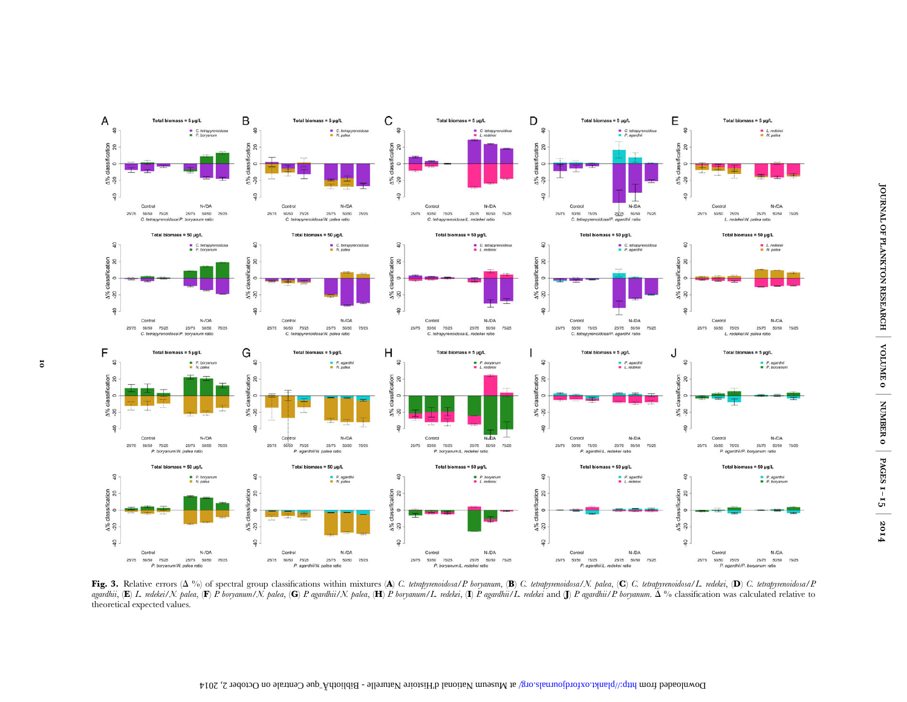**Fig. 3.** Relative errors (Δ %) of spectral group classifications within mixtures (**A**) *C. tetrapyrenoidosa*/*P. boryanum*, (**B**) *C. tetrapyrenoidosa*/*N. palea*, (**C**) *C. tetrapyrenoidosa*/*L. redekei*, (**D**) *C. tetrapyrenoidosa*/*P. agardhii*, (**E**) *L. redekei*/*N. palea*, (**F**) *P. boryanum*/*N. palea*, (**G**) *P. agardhii*/*N. palea*, (**H**) *P. boryanum*/*L. redekei*, (**I**) *P. agardhii*/*L. redekei* and (**J**) *P. agardhii*/*P. boryanum*. Δ % classification was calculated relative to theoretical expected values.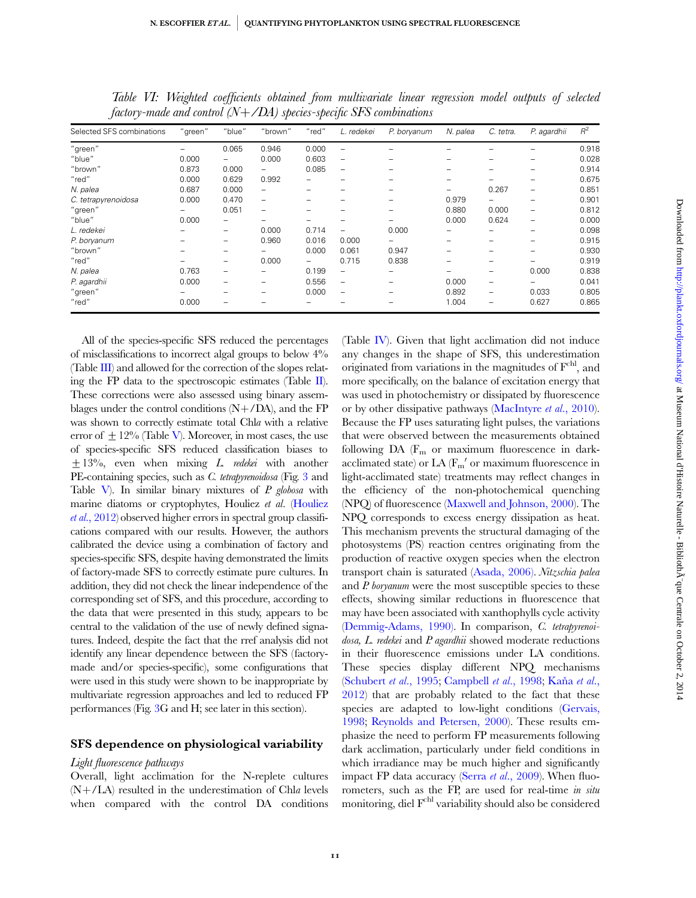*Table VI: Weighted coefficients obtained from multivariate linear regression model outputs of selected factory-made and control (N+/DA) species-specific SFS combinations*

| Selected SFS combinations | "green" | "blue" | "brown" | "red" | *L. redekei* | *P. boryanum* | *N. palea* | *C. tetra.* | *P. agardhii* | $R^2$ |
|---|---|---|---|---|---|---|---|---|---|---|
| "green" | – | 0.065 | 0.946 | 0.000 | – | – | – | – | – | 0.918 |
| "blue" | 0.000 | – | 0.000 | 0.603 | – | – | – | – | – | 0.028 |
| "brown" | 0.873 | 0.000 | – | 0.085 | – | – | – | – | – | 0.914 |
| "red" | 0.000 | 0.629 | 0.992 | – | – | – | – | – | – | 0.675 |
| *N. palea* | 0.687 | 0.000 | – | – | – | – | – | 0.267 | – | 0.851 |
| *C. tetrapyrenoidosa* | 0.000 | 0.470 | – | – | – | – | 0.979 | – | – | 0.901 |
| "green" | – | 0.051 | – | – | – | – | 0.880 | 0.000 | – | 0.812 |
| "blue" | 0.000 | – | – | – | – | – | 0.000 | 0.624 | – | 0.000 |
| *L. redekei* | – | – | 0.000 | 0.714 | – | 0.000 | – | – | – | 0.098 |
| *P. boryanum* | – | – | 0.960 | 0.016 | 0.000 | – | – | – | – | 0.915 |
| "brown" | – | – | – | 0.000 | 0.061 | 0.947 | – | – | – | 0.930 |
| "red" | – | – | 0.000 | – | 0.715 | 0.838 | – | – | – | 0.919 |
| *N. palea* | 0.763 | – | – | 0.199 | – | – | – | – | 0.000 | 0.838 |
| *P. agardhii* | 0.000 | – | – | 0.556 | – | – | 0.000 | – | – | 0.041 |
| "green" | – | – | – | 0.000 | – | – | 0.892 | – | 0.033 | 0.805 |
| "red" | 0.000 | – | – | – | – | – | 1.004 | – | 0.627 | 0.865 |

All of the species-specific SFS reduced the percentages of misclassifications to incorrect algal groups to below 4% (Table III) and allowed for the correction of the slopes relating the FP data to the spectroscopic estimates (Table II). These corrections were also assessed using binary assemblages under the control conditions (N+/DA), and the FP was shown to correctly estimate total Chl*a* with a relative error of ±12% (Table V). Moreover, in most cases, the use of species-specific SFS reduced classification biases to ±13%, even when mixing *L. redekei* with another PE-containing species, such as *C. tetrapyrenoidosa* (Fig. 3 and Table V). In similar binary mixtures of *P. globosa* with marine diatoms or cryptophytes, Houliez *et al*. (Houliez *et al*., 2012) observed higher errors in spectral group classifications compared with our results. However, the authors calibrated the device using a combination of factory and species-specific SFS, despite having demonstrated the limits of factory-made SFS to correctly estimate pure cultures. In addition, they did not check the linear independence of the corresponding set of SFS, and this procedure, according to the data that were presented in this study, appears to be central to the validation of the use of newly defined signatures. Indeed, despite the fact that the rref analysis did not identify any linear dependence between the SFS (factory-made and/or species-specific), some configurations that were used in this study were shown to be inappropriate by multivariate regression approaches and led to reduced FP performances (Fig. 3G and H; see later in this section).

## SFS dependence on physiological variability

### *Light fluorescence pathways*

Overall, light acclimation for the N-replete cultures (N+/LA) resulted in the underestimation of Chl*a* levels when compared with the control DA conditions (Table IV). Given that light acclimation did not induce any changes in the shape of SFS, this underestimation originated from variations in the magnitudes of $F^{chl}$, and more specifically, on the balance of excitation energy that was used in photochemistry or dissipated by fluorescence or by other dissipative pathways (MacIntyre *et al*., 2010). Because the FP uses saturating light pulses, the variations that were observed between the measurements obtained following DA ($F_m$ or maximum fluorescence in dark-acclimated state) or LA ($F_m'$ or maximum fluorescence in light-acclimated state) treatments may reflect changes in the efficiency of the non-photochemical quenching (NPQ) of fluorescence (Maxwell and Johnson, 2000). The NPQ corresponds to excess energy dissipation as heat. This mechanism prevents the structural damaging of the photosystems (PS) reaction centres originating from the production of reactive oxygen species when the electron transport chain is saturated (Asada, 2006). *Nitzschia palea* and *P. boryanum* were the most susceptible species to these effects, showing similar reductions in fluorescence that may have been associated with xanthophylls cycle activity (Demmig-Adams, 1990). In comparison, *C. tetrapyrenoidosa*, *L. redekei* and *P. agardhii* showed moderate reductions in their fluorescence emissions under LA conditions. These species display different NPQ mechanisms (Schubert *et al*., 1995; Campbell *et al*., 1998; Kaňa *et al*., 2012) that are probably related to the fact that these species are adapted to low-light conditions (Gervais, 1998; Reynolds and Petersen, 2000). These results emphasize the need to perform FP measurements following dark acclimation, particularly under field conditions in which irradiance may be much higher and significantly impact FP data accuracy (Serra *et al*., 2009). When fluorometers, such as the FP, are used for real-time *in situ* monitoring, diel $F^{chl}$ variability should also be considered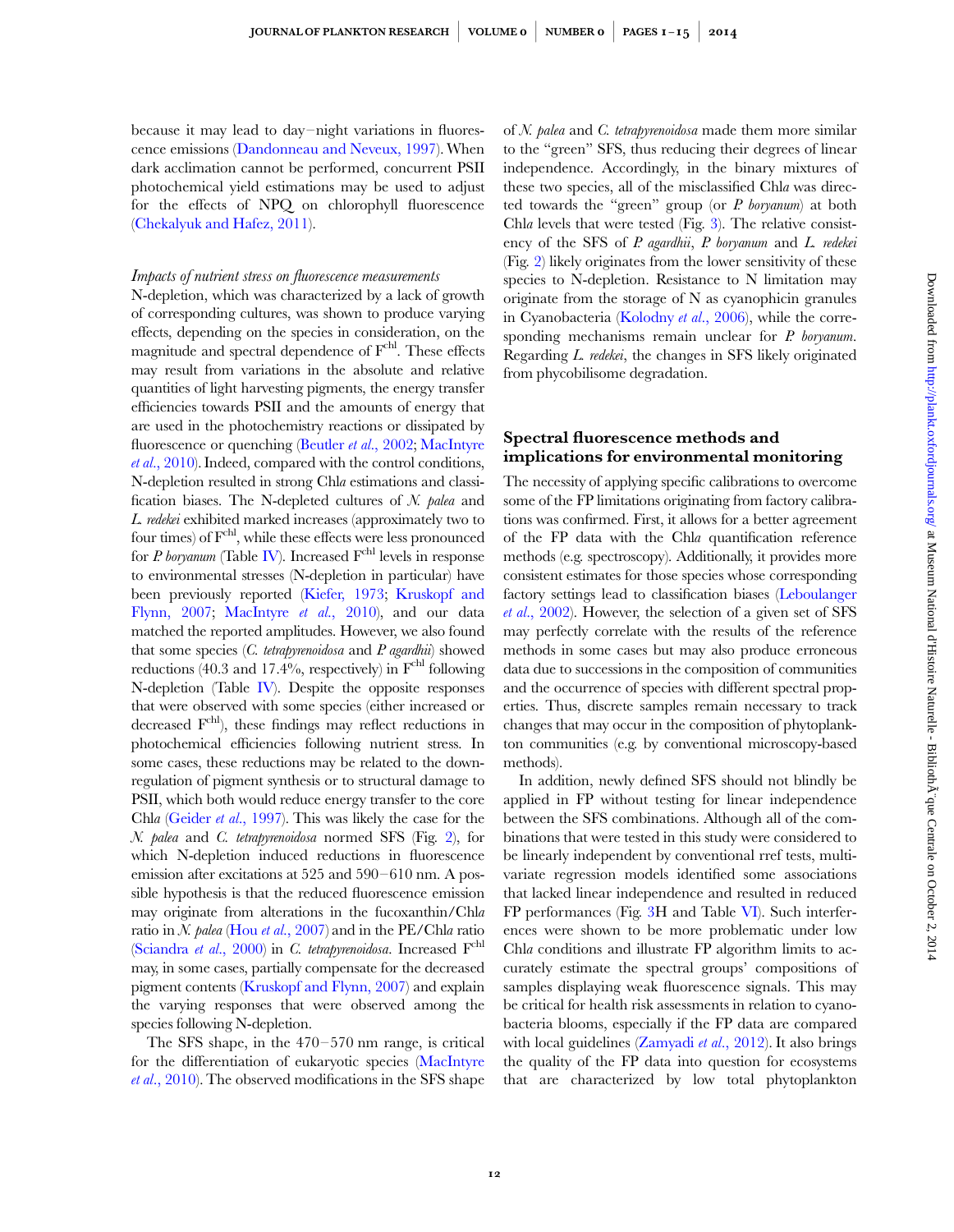because it may lead to day–night variations in fluorescence emissions (Dandonneau and Neveux, 1997). When dark acclimation cannot be performed, concurrent PSII photochemical yield estimations may be used to adjust for the effects of NPQ on chlorophyll fluorescence (Chekalyuk and Hafez, 2011).

### *Impacts of nutrient stress on fluorescence measurements*

N-depletion, which was characterized by a lack of growth of corresponding cultures, was shown to produce varying effects, depending on the species in consideration, on the magnitude and spectral dependence of $F^{chl}$. These effects may result from variations in the absolute and relative quantities of light harvesting pigments, the energy transfer efficiencies towards PSII and the amounts of energy that are used in the photochemistry reactions or dissipated by fluorescence or quenching (Beutler *et al.*, 2002; MacIntyre *et al.*, 2010). Indeed, compared with the control conditions, N-depletion resulted in strong Chl*a* estimations and classification biases. The N-depleted cultures of *N. palea* and *L. redekei* exhibited marked increases (approximately two to four times) of $F^{chl}$, while these effects were less pronounced for *P. boryanum* (Table IV). Increased $F^{chl}$ levels in response to environmental stresses (N-depletion in particular) have been previously reported (Kiefer, 1973; Kruskopf and Flynn, 2007; MacIntyre *et al.*, 2010), and our data matched the reported amplitudes. However, we also found that some species (*C. tetrapyrenoidosa* and *P. agardhii*) showed reductions (40.3 and 17.4%, respectively) in $F^{chl}$ following N-depletion (Table IV). Despite the opposite responses that were observed with some species (either increased or decreased $F^{chl}$), these findings may reflect reductions in photochemical efficiencies following nutrient stress. In some cases, these reductions may be related to the down-regulation of pigment synthesis or to structural damage to PSII, which both would reduce energy transfer to the core Chl*a* (Geider *et al.*, 1997). This was likely the case for the *N. palea* and *C. tetrapyrenoidosa* normed SFS (Fig. 2), for which N-depletion induced reductions in fluorescence emission after excitations at 525 and 590–610 nm. A possible hypothesis is that the reduced fluorescence emission may originate from alterations in the fucoxanthin/Chl*a* ratio in *N. palea* (Hou *et al.*, 2007) and in the PE/Chl*a* ratio (Sciandra *et al.*, 2000) in *C. tetrapyrenoidosa*. Increased $F^{chl}$ may, in some cases, partially compensate for the decreased pigment contents (Kruskopf and Flynn, 2007) and explain the varying responses that were observed among the species following N-depletion.

The SFS shape, in the 470–570 nm range, is critical for the differentiation of eukaryotic species (MacIntyre *et al.*, 2010). The observed modifications in the SFS shape of *N. palea* and *C. tetrapyrenoidosa* made them more similar to the "green" SFS, thus reducing their degrees of linear independence. Accordingly, in the binary mixtures of these two species, all of the misclassified Chl*a* was directed towards the "green" group (or *P. boryanum*) at both Chl*a* levels that were tested (Fig. 3). The relative consistency of the SFS of *P. agardhii*, *P. boryanum* and *L. redekei* (Fig. 2) likely originates from the lower sensitivity of these species to N-depletion. Resistance to N limitation may originate from the storage of N as cyanophicin granules in Cyanobacteria (Kolodny *et al.*, 2006), while the corresponding mechanisms remain unclear for *P. boryanum*. Regarding *L. redekei*, the changes in SFS likely originated from phycobilisome degradation.

## Spectral fluorescence methods and implications for environmental monitoring

The necessity of applying specific calibrations to overcome some of the FP limitations originating from factory calibrations was confirmed. First, it allows for a better agreement of the FP data with the Chl*a* quantification reference methods (e.g. spectroscopy). Additionally, it provides more consistent estimates for those species whose corresponding factory settings lead to classification biases (Leboulanger *et al.*, 2002). However, the selection of a given set of SFS may perfectly correlate with the results of the reference methods in some cases but may also produce erroneous data due to successions in the composition of communities and the occurrence of species with different spectral properties. Thus, discrete samples remain necessary to track changes that may occur in the composition of phytoplankton communities (e.g. by conventional microscopy-based methods).

In addition, newly defined SFS should not blindly be applied in FP without testing for linear independence between the SFS combinations. Although all of the combinations that were tested in this study were considered to be linearly independent by conventional rref tests, multivariate regression models identified some associations that lacked linear independence and resulted in reduced FP performances (Fig. 3H and Table VI). Such interferences were shown to be more problematic under low Chl*a* conditions and illustrate FP algorithm limits to accurately estimate the spectral groups' compositions of samples displaying weak fluorescence signals. This may be critical for health risk assessments in relation to cyanobacteria blooms, especially if the FP data are compared with local guidelines (Zamyadi *et al.*, 2012). It also brings the quality of the FP data into question for ecosystems that are characterized by low total phytoplankton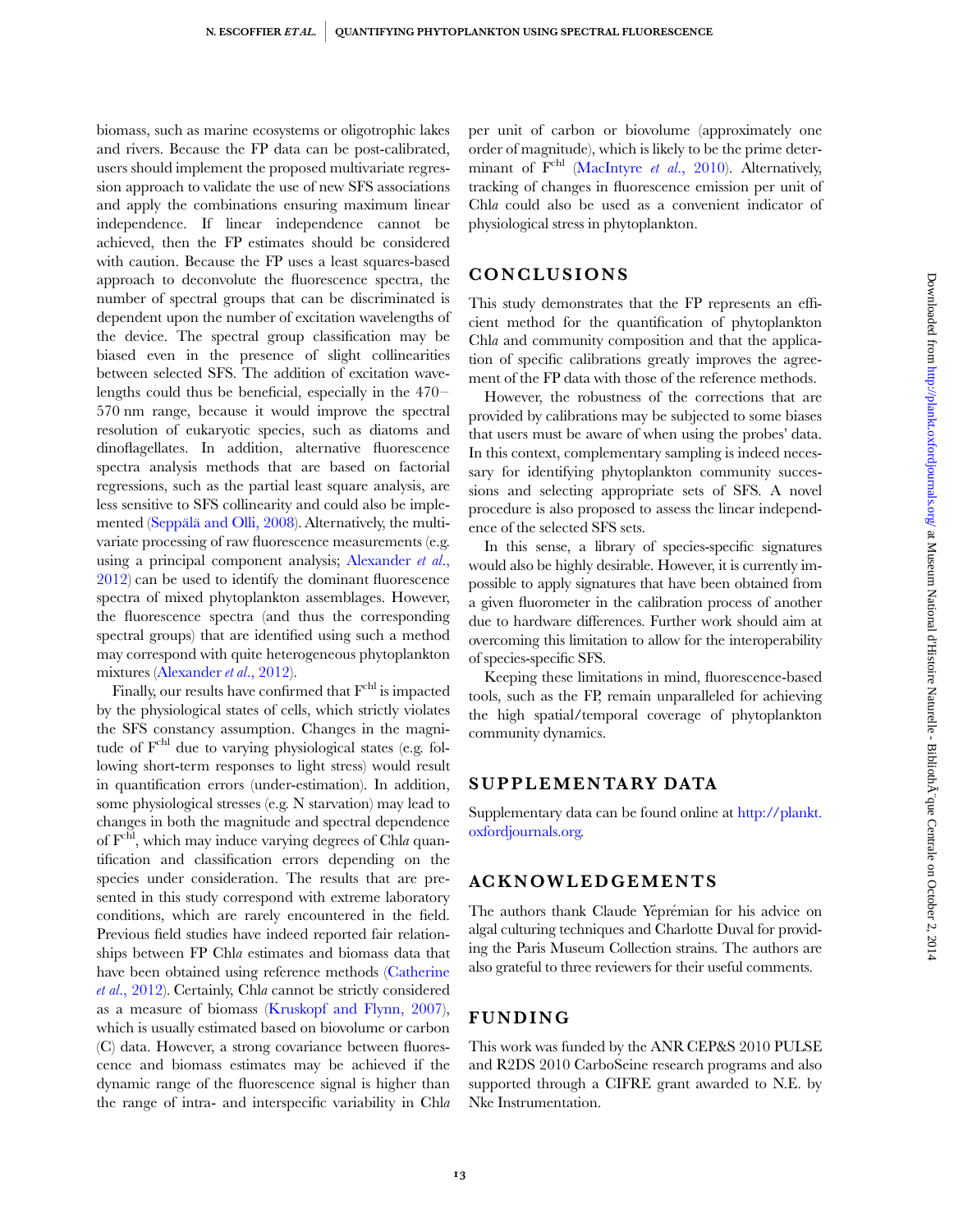biomass, such as marine ecosystems or oligotrophic lakes and rivers. Because the FP data can be post-calibrated, users should implement the proposed multivariate regression approach to validate the use of new SFS associations and apply the combinations ensuring maximum linear independence. If linear independence cannot be achieved, then the FP estimates should be considered with caution. Because the FP uses a least squares-based approach to deconvolute the fluorescence spectra, the number of spectral groups that can be discriminated is dependent upon the number of excitation wavelengths of the device. The spectral group classification may be biased even in the presence of slight collinearities between selected SFS. The addition of excitation wavelengths could thus be beneficial, especially in the 470–570 nm range, because it would improve the spectral resolution of eukaryotic species, such as diatoms and dinoflagellates. In addition, alternative fluorescence spectra analysis methods that are based on factorial regressions, such as the partial least square analysis, are less sensitive to SFS collinearity and could also be implemented (Seppälä and Olli, 2008). Alternatively, the multivariate processing of raw fluorescence measurements (e.g. using a principal component analysis; Alexander *et al.*, 2012) can be used to identify the dominant fluorescence spectra of mixed phytoplankton assemblages. However, the fluorescence spectra (and thus the corresponding spectral groups) that are identified using such a method may correspond with quite heterogeneous phytoplankton mixtures (Alexander *et al.*, 2012).

Finally, our results have confirmed that $F^{chl}$ is impacted by the physiological states of cells, which strictly violates the SFS constancy assumption. Changes in the magnitude of $F^{chl}$ due to varying physiological states (e.g. following short-term responses to light stress) would result in quantification errors (under-estimation). In addition, some physiological stresses (e.g. N starvation) may lead to changes in both the magnitude and spectral dependence of $F^{chl}$, which may induce varying degrees of Chl*a* quantification and classification errors depending on the species under consideration. The results that are presented in this study correspond with extreme laboratory conditions, which are rarely encountered in the field. Previous field studies have indeed reported fair relationships between FP Chl*a* estimates and biomass data that have been obtained using reference methods (Catherine *et al.*, 2012). Certainly, Chl*a* cannot be strictly considered as a measure of biomass (Kruskopf and Flynn, 2007), which is usually estimated based on biovolume or carbon (C) data. However, a strong covariance between fluorescence and biomass estimates may be achieved if the dynamic range of the fluorescence signal is higher than the range of intra- and interspecific variability in Chl*a* per unit of carbon or biovolume (approximately one order of magnitude), which is likely to be the prime determinant of $F^{chl}$ (MacIntyre *et al.*, 2010). Alternatively, tracking of changes in fluorescence emission per unit of Chl*a* could also be used as a convenient indicator of physiological stress in phytoplankton.

## CONCLUSIONS

This study demonstrates that the FP represents an efficient method for the quantification of phytoplankton Chl*a* and community composition and that the application of specific calibrations greatly improves the agreement of the FP data with those of the reference methods.

However, the robustness of the corrections that are provided by calibrations may be subjected to some biases that users must be aware of when using the probes' data. In this context, complementary sampling is indeed necessary for identifying phytoplankton community successions and selecting appropriate sets of SFS. A novel procedure is also proposed to assess the linear independence of the selected SFS sets.

In this sense, a library of species-specific signatures would also be highly desirable. However, it is currently impossible to apply signatures that have been obtained from a given fluorometer in the calibration process of another due to hardware differences. Further work should aim at overcoming this limitation to allow for the interoperability of species-specific SFS.

Keeping these limitations in mind, fluorescence-based tools, such as the FP, remain unparalleled for achieving the high spatial/temporal coverage of phytoplankton community dynamics.

## SUPPLEMENTARY DATA

Supplementary data can be found online at http://plankt.oxfordjournals.org.

## ACKNOWLEDGEMENTS

The authors thank Claude Yéprémian for his advice on algal culturing techniques and Charlotte Duval for providing the Paris Museum Collection strains. The authors are also grateful to three reviewers for their useful comments.

## FUNDING

This work was funded by the ANR CEP&S 2010 PULSE and R2DS 2010 CarboSeine research programs and also supported through a CIFRE grant awarded to N.E. by Nke Instrumentation.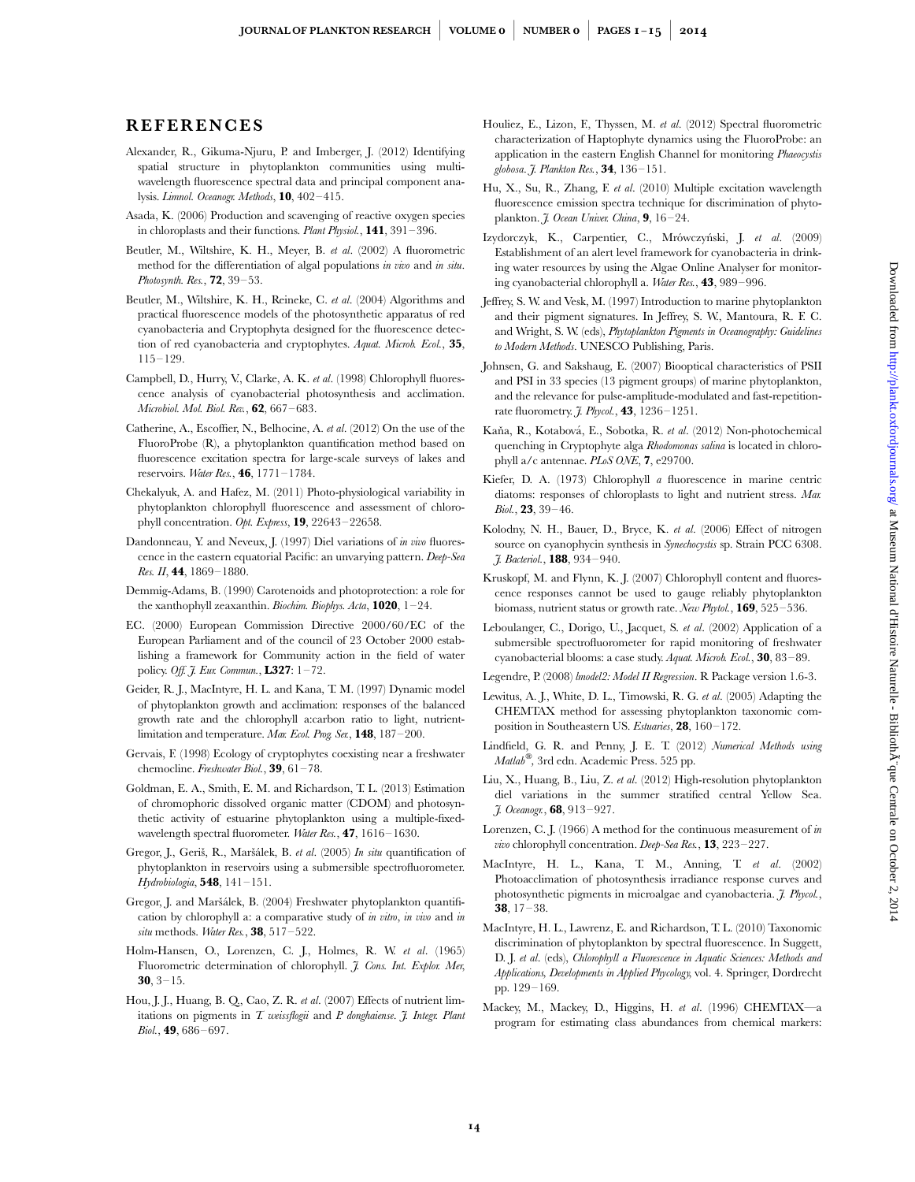## REFERENCES

Alexander, R., Gikuma-Njuru, P. and Imberger, J. (2012) Identifying spatial structure in phytoplankton communities using multi-wavelength fluorescence spectral data and principal component analysis. *Limnol. Oceanogr. Methods*, **10**, 402–415.

Asada, K. (2006) Production and scavenging of reactive oxygen species in chloroplasts and their functions. *Plant Physiol.*, **141**, 391–396.

Beutler, M., Wiltshire, K. H., Meyer, B. *et al.* (2002) A fluorometric method for the differentiation of algal populations *in vivo* and *in situ*. *Photosynth. Res.*, **72**, 39–53.

Beutler, M., Wiltshire, K. H., Reineke, C. *et al.* (2004) Algorithms and practical fluorescence models of the photosynthetic apparatus of red cyanobacteria and Cryptophyta designed for the fluorescence detection of red cyanobacteria and cryptophytes. *Aquat. Microb. Ecol.*, **35**, 115–129.

Campbell, D., Hurry, V., Clarke, A. K. *et al.* (1998) Chlorophyll fluorescence analysis of cyanobacterial photosynthesis and acclimation. *Microbiol. Mol. Biol. Rev.*, **62**, 667–683.

Catherine, A., Escoffier, N., Belhocine, A. *et al.* (2012) On the use of the FluoroProbe (R), a phytoplankton quantification method based on fluorescence excitation spectra for large-scale surveys of lakes and reservoirs. *Water Res.*, **46**, 1771–1784.

Chekalyuk, A. and Hafez, M. (2011) Photo-physiological variability in phytoplankton chlorophyll fluorescence and assessment of chlorophyll concentration. *Opt. Express*, **19**, 22643–22658.

Dandonneau, Y. and Neveux, J. (1997) Diel variations of *in vivo* fluorescence in the eastern equatorial Pacific: an unvarying pattern. *Deep-Sea Res. II*, **44**, 1869–1880.

Demmig-Adams, B. (1990) Carotenoids and photoprotection: a role for the xanthophyll zeaxanthin. *Biochim. Biophys. Acta*, **1020**, 1–24.

EC. (2000) European Commission Directive 2000/60/EC of the European Parliament and of the council of 23 October 2000 establishing a framework for Community action in the field of water policy. *Off. J. Eur. Commun.*, **L327**: 1–72.

Geider, R. J., MacIntyre, H. L. and Kana, T. M. (1997) Dynamic model of phytoplankton growth and acclimation: responses of the balanced growth rate and the chlorophyll a:carbon ratio to light, nutrient-limitation and temperature. *Mar. Ecol. Prog. Ser.*, **148**, 187–200.

Gervais, F. (1998) Ecology of cryptophytes coexisting near a freshwater chemocline. *Freshwater Biol.*, **39**, 61–78.

Goldman, E. A., Smith, E. M. and Richardson, T. L. (2013) Estimation of chromophoric dissolved organic matter (CDOM) and photosynthetic activity of estuarine phytoplankton using a multiple-fixed-wavelength spectral fluorometer. *Water Res.*, **47**, 1616–1630.

Gregor, J., Geriš, R., Maršálek, B. *et al.* (2005) *In situ* quantification of phytoplankton in reservoirs using a submersible spectrofluorometer. *Hydrobiologia*, **548**, 141–151.

Gregor, J. and Maršálek, B. (2004) Freshwater phytoplankton quantification by chlorophyll a: a comparative study of *in vitro*, *in vivo* and *in situ* methods. *Water Res.*, **38**, 517–522.

Holm-Hansen, O., Lorenzen, C. J., Holmes, R. W. *et al.* (1965) Fluorometric determination of chlorophyll. *J. Cons. Int. Explor. Mer*, **30**, 3–15.

Hou, J. J., Huang, B. Q., Cao, Z. R. *et al.* (2007) Effects of nutrient limitations on pigments in *T. weissflogii* and *P. donghaiense*. *J. Integr. Plant Biol.*, **49**, 686–697.

Houliez, E., Lizon, F., Thyssen, M. *et al.* (2012) Spectral fluorometric characterization of Haptophyte dynamics using the FluoroProbe: an application in the eastern English Channel for monitoring *Phaeocystis globosa*. *J. Plankton Res.*, **34**, 136–151.

Hu, X., Su, R., Zhang, F. *et al.* (2010) Multiple excitation wavelength fluorescence emission spectra technique for discrimination of phytoplankton. *J. Ocean Univer. China*, **9**, 16–24.

Izydorczyk, K., Carpentier, C., Mrówczyński, J. *et al.* (2009) Establishment of an alert level framework for cyanobacteria in drinking water resources by using the Algae Online Analyser for monitoring cyanobacterial chlorophyll a. *Water Res.*, **43**, 989–996.

Jeffrey, S. W. and Vesk, M. (1997) Introduction to marine phytoplankton and their pigment signatures. In Jeffrey, S. W., Mantoura, R. F. C. and Wright, S. W. (eds), *Phytoplankton Pigments in Oceanography: Guidelines to Modern Methods*. UNESCO Publishing, Paris.

Johnsen, G. and Sakshaug, E. (2007) Biooptical characteristics of PSII and PSI in 33 species (13 pigment groups) of marine phytoplankton, and the relevance for pulse-amplitude-modulated and fast-repetition-rate fluorometry. *J. Phycol.*, **43**, 1236–1251.

Kaňa, R., Kotabová, E., Sobotka, R. *et al.* (2012) Non-photochemical quenching in Cryptophyte alga *Rhodomonas salina* is located in chlorophyll a/c antennae. *PLoS ONE*, **7**, e29700.

Kiefer, D. A. (1973) Chlorophyll *a* fluorescence in marine centric diatoms: responses of chloroplasts to light and nutrient stress. *Mar. Biol.*, **23**, 39–46.

Kolodny, N. H., Bauer, D., Bryce, K. *et al.* (2006) Effect of nitrogen source on cyanophycin synthesis in *Synechocystis* sp. Strain PCC 6308. *J. Bacteriol.*, **188**, 934–940.

Kruskopf, M. and Flynn, K. J. (2007) Chlorophyll content and fluorescence responses cannot be used to gauge reliably phytoplankton biomass, nutrient status or growth rate. *New Phytol.*, **169**, 525–536.

Leboulanger, C., Dorigo, U., Jacquet, S. *et al.* (2002) Application of a submersible spectrofluorometer for rapid monitoring of freshwater cyanobacterial blooms: a case study. *Aquat. Microb. Ecol.*, **30**, 83–89.

Legendre, P. (2008) *lmodel2: Model II Regression*. R Package version 1.6-3.

Lewitus, A. J., White, D. L., Timowski, R. G. *et al.* (2005) Adapting the CHEMTAX method for assessing phytoplankton taxonomic composition in Southeastern US. *Estuaries*, **28**, 160–172.

Lindfield, G. R. and Penny, J. E. T. (2012) *Numerical Methods using Matlab®*, 3rd edn. Academic Press. 525 pp.

Liu, X., Huang, B., Liu, Z. *et al.* (2012) High-resolution phytoplankton diel variations in the summer stratified central Yellow Sea. *J. Oceanogr.*, **68**, 913–927.

Lorenzen, C. J. (1966) A method for the continuous measurement of *in vivo* chlorophyll concentration. *Deep-Sea Res.*, **13**, 223–227.

MacIntyre, H. L., Kana, T. M., Anning, T. *et al.* (2002) Photoacclimation of photosynthesis irradiance response curves and photosynthetic pigments in microalgae and cyanobacteria. *J. Phycol.*, **38**, 17–38.

MacIntyre, H. L., Lawrenz, E. and Richardson, T. L. (2010) Taxonomic discrimination of phytoplankton by spectral fluorescence. In Suggett, D. J. *et al.* (eds), *Chlorophyll a Fluorescence in Aquatic Sciences: Methods and Applications, Developments in Applied Phycology*, vol. 4. Springer, Dordrecht pp. 129–169.

Mackey, M., Mackey, D., Higgins, H. *et al.* (1996) CHEMTAX—a program for estimating class abundances from chemical markers: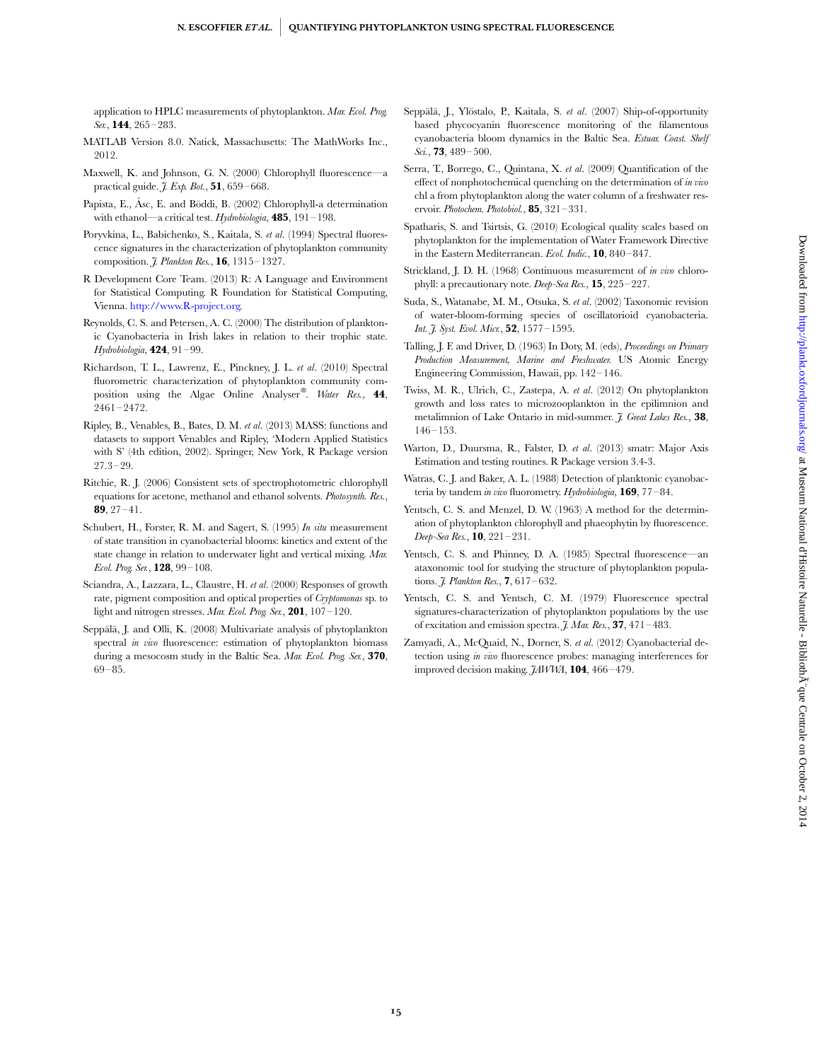application to HPLC measurements of phytoplankton. *Mar. Ecol. Prog. Ser.*, **144**, 265–283.

MATLAB Version 8.0. Natick, Massachusetts: The MathWorks Inc., 2012.

Maxwell, K. and Johnson, G. N. (2000) Chlorophyll fluorescence—a practical guide. *J. Exp. Bot.*, **51**, 659–668.

Papista, E., Ásc, E. and Böddi, B. (2002) Chlorophyll-a determination with ethanol—a critical test. *Hydrobiologia*, **485**, 191–198.

Poryvkina, L., Babichenko, S., Kaitala, S. *et al.* (1994) Spectral fluorescence signatures in the characterization of phytoplankton community composition. *J. Plankton Res.*, **16**, 1315–1327.

R Development Core Team. (2013) R: A Language and Environment for Statistical Computing. R Foundation for Statistical Computing, Vienna. http://www.R-project.org.

Reynolds, C. S. and Petersen, A. C. (2000) The distribution of planktonic Cyanobacteria in Irish lakes in relation to their trophic state. *Hydrobiologia*, **424**, 91–99.

Richardson, T. L., Lawrenz, E., Pinckney, J. L. *et al.* (2010) Spectral fluorometric characterization of phytoplankton community composition using the Algae Online Analyser®. *Water Res.*, **44**, 2461–2472.

Ripley, B., Venables, B., Bates, D. M. *et al.* (2013) MASS: functions and datasets to support Venables and Ripley, 'Modern Applied Statistics with S' (4th edition, 2002). Springer, New York, R Package version 27.3–29.

Ritchie, R. J. (2006) Consistent sets of spectrophotometric chlorophyll equations for acetone, methanol and ethanol solvents. *Photosynth. Res.*, **89**, 27–41.

Schubert, H., Forster, R. M. and Sagert, S. (1995) *In situ* measurement of state transition in cyanobacterial blooms: kinetics and extent of the state change in relation to underwater light and vertical mixing. *Mar. Ecol. Prog. Ser.*, **128**, 99–108.

Sciandra, A., Lazzara, L., Claustre, H. *et al.* (2000) Responses of growth rate, pigment composition and optical properties of *Cryptomonas* sp. to light and nitrogen stresses. *Mar. Ecol. Prog. Ser.*, **201**, 107–120.

Seppälä, J. and Olli, K. (2008) Multivariate analysis of phytoplankton spectral *in vivo* fluorescence: estimation of phytoplankton biomass during a mesocosm study in the Baltic Sea. *Mar. Ecol. Prog. Ser.*, **370**, 69–85.

Seppälä, J., Ylöstalo, P., Kaitala, S. *et al.* (2007) Ship-of-opportunity based phycocyanin fluorescence monitoring of the filamentous cyanobacteria bloom dynamics in the Baltic Sea. *Estuar. Coast. Shelf Sci.*, **73**, 489–500.

Serra, T., Borrego, C., Quintana, X. *et al.* (2009) Quantification of the effect of nonphotochemical quenching on the determination of *in vivo* chl a from phytoplankton along the water column of a freshwater reservoir. *Photochem. Photobiol.*, **85**, 321–331.

Spatharis, S. and Tsirtsis, G. (2010) Ecological quality scales based on phytoplankton for the implementation of Water Framework Directive in the Eastern Mediterranean. *Ecol. Indic.*, **10**, 840–847.

Strickland, J. D. H. (1968) Continuous measurement of *in vivo* chlorophyll: a precautionary note. *Deep-Sea Res.*, **15**, 225–227.

Suda, S., Watanabe, M. M., Otsuka, S. *et al.* (2002) Taxonomic revision of water-bloom-forming species of oscillatorioid cyanobacteria. *Int. J. Syst. Evol. Micr.*, **52**, 1577–1595.

Talling, J. F. and Driver, D. (1963) In Doty, M. (eds), *Proceedings on Primary Production Measurement, Marine and Freshwater.* US Atomic Energy Engineering Commission, Hawaii, pp. 142–146.

Twiss, M. R., Ulrich, C., Zastepa, A. *et al.* (2012) On phytoplankton growth and loss rates to microzooplankton in the epilimnion and metalimnion of Lake Ontario in mid-summer. *J. Great Lakes Res.*, **38**, 146–153.

Warton, D., Duursma, R., Falster, D. *et al.* (2013) smatr: Major Axis Estimation and testing routines. R Package version 3.4-3.

Watras, C. J. and Baker, A. L. (1988) Detection of planktonic cyanobacteria by tandem *in vivo* fluorometry. *Hydrobiologia*, **169**, 77–84.

Yentsch, C. S. and Menzel, D. W. (1963) A method for the determination of phytoplankton chlorophyll and phaeophytin by fluorescence. *Deep-Sea Res.*, **10**, 221–231.

Yentsch, C. S. and Phinney, D. A. (1985) Spectral fluorescence—an ataxonomic tool for studying the structure of phytoplankton populations. *J. Plankton Res.*, **7**, 617–632.

Yentsch, C. S. and Yentsch, C. M. (1979) Fluorescence spectral signatures-characterization of phytoplankton populations by the use of excitation and emission spectra. *J. Mar. Res.*, **37**, 471–483.

Zamyadi, A., McQuaid, N., Dorner, S. *et al.* (2012) Cyanobacterial detection using *in vivo* fluorescence probes: managing interferences for improved decision making. *JAWWA*, **104**, 466–479.